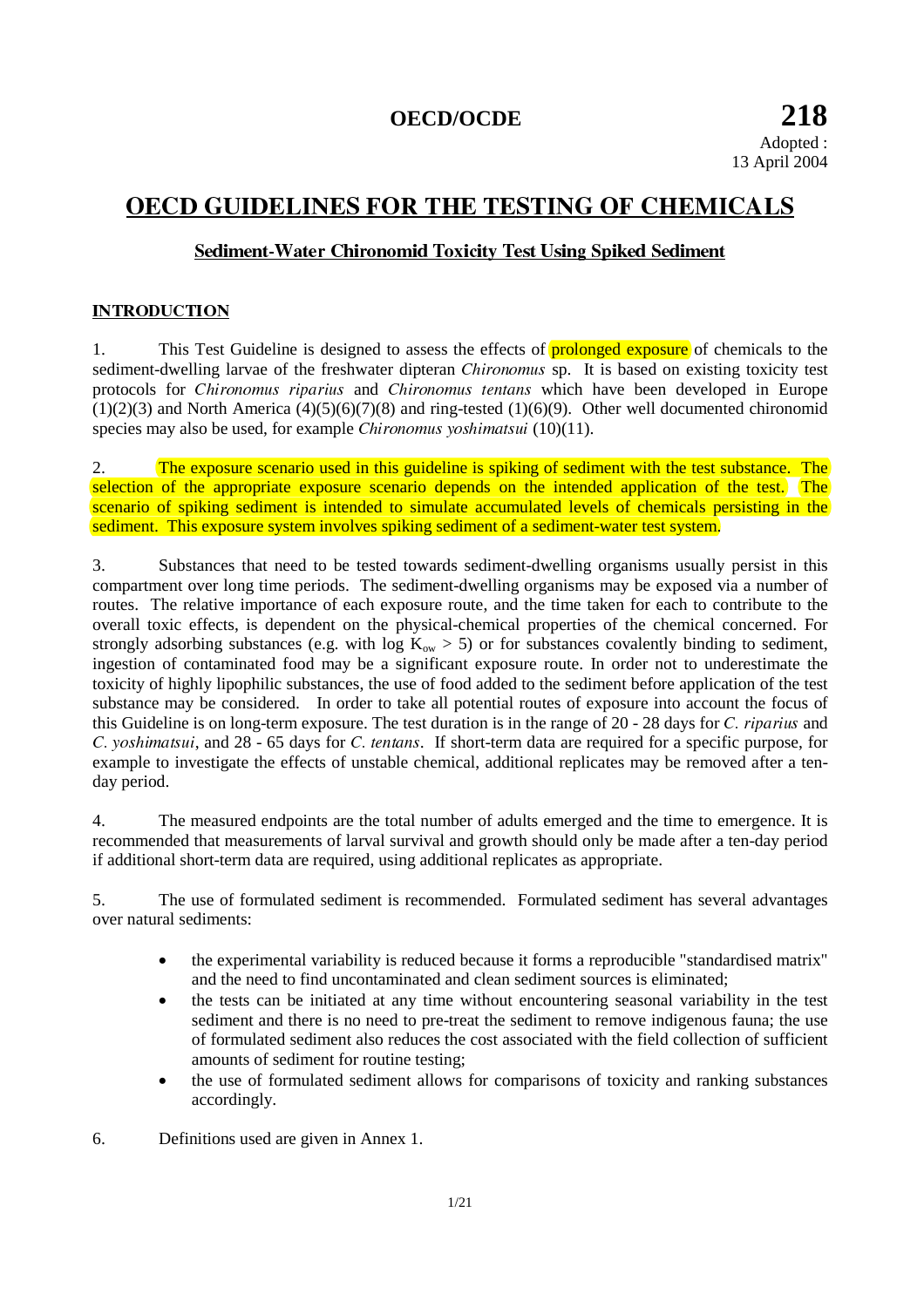**OECD/OCDE** **218**

Adopted :
13 April 2004

# OECD GUIDELINES FOR THE TESTING OF CHEMICALS

## Sediment-Water Chironomid Toxicity Test Using Spiked Sediment

### INTRODUCTION

1. This Test Guideline is designed to assess the effects of prolonged exposure of chemicals to the sediment-dwelling larvae of the freshwater dipteran *Chironomus* sp. It is based on existing toxicity test protocols for *Chironomus riparius* and *Chironomus tentans* which have been developed in Europe (1)(2)(3) and North America (4)(5)(6)(7)(8) and ring-tested (1)(6)(9). Other well documented chironomid species may also be used, for example *Chironomus yoshimatsui* (10)(11).

2. The exposure scenario used in this guideline is spiking of sediment with the test substance. The selection of the appropriate exposure scenario depends on the intended application of the test. The scenario of spiking sediment is intended to simulate accumulated levels of chemicals persisting in the sediment. This exposure system involves spiking sediment of a sediment-water test system.

3. Substances that need to be tested towards sediment-dwelling organisms usually persist in this compartment over long time periods. The sediment-dwelling organisms may be exposed via a number of routes. The relative importance of each exposure route, and the time taken for each to contribute to the overall toxic effects, is dependent on the physical-chemical properties of the chemical concerned. For strongly adsorbing substances (e.g. with log $K_{ow} > 5$) or for substances covalently binding to sediment, ingestion of contaminated food may be a significant exposure route. In order not to underestimate the toxicity of highly lipophilic substances, the use of food added to the sediment before application of the test substance may be considered. In order to take all potential routes of exposure into account the focus of this Guideline is on long-term exposure. The test duration is in the range of 20 - 28 days for *C. riparius* and *C. yoshimatsui*, and 28 - 65 days for *C. tentans*. If short-term data are required for a specific purpose, for example to investigate the effects of unstable chemical, additional replicates may be removed after a ten-day period.

4. The measured endpoints are the total number of adults emerged and the time to emergence. It is recommended that measurements of larval survival and growth should only be made after a ten-day period if additional short-term data are required, using additional replicates as appropriate.

5. The use of formulated sediment is recommended. Formulated sediment has several advantages over natural sediments:

- the experimental variability is reduced because it forms a reproducible "standardised matrix" and the need to find uncontaminated and clean sediment sources is eliminated;
- the tests can be initiated at any time without encountering seasonal variability in the test sediment and there is no need to pre-treat the sediment to remove indigenous fauna; the use of formulated sediment also reduces the cost associated with the field collection of sufficient amounts of sediment for routine testing;
- the use of formulated sediment allows for comparisons of toxicity and ranking substances accordingly.

6. Definitions used are given in Annex 1.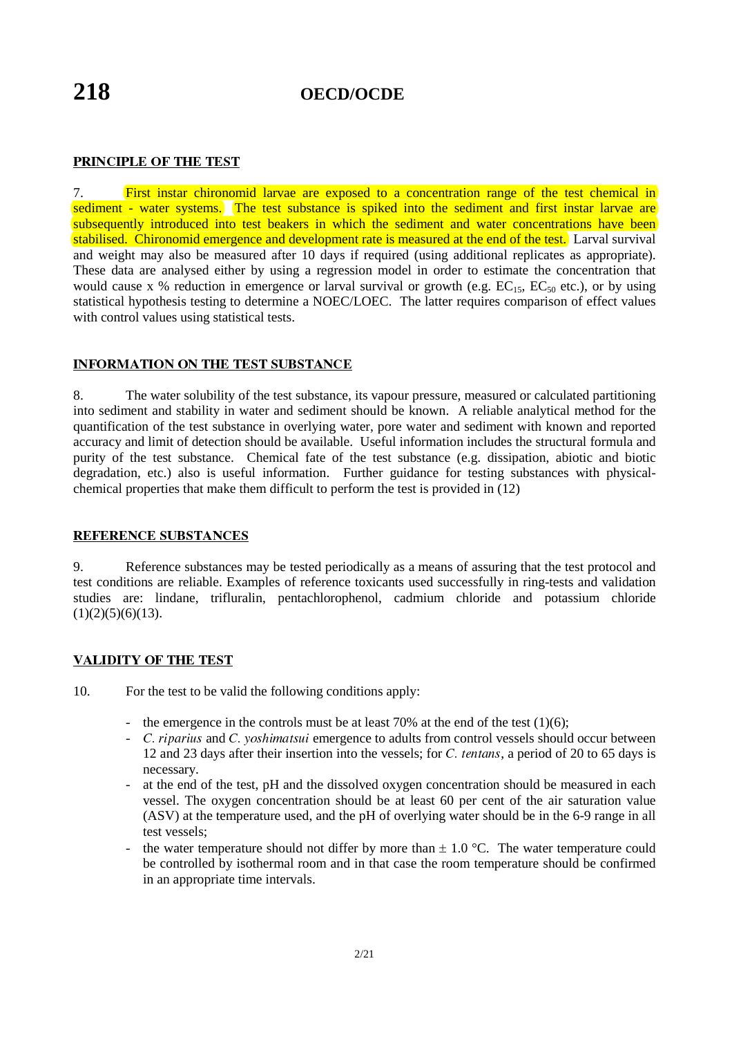## PRINCIPLE OF THE TEST

7. First instar chironomid larvae are exposed to a concentration range of the test chemical in sediment - water systems. The test substance is spiked into the sediment and first instar larvae are subsequently introduced into test beakers in which the sediment and water concentrations have been stabilised. Chironomid emergence and development rate is measured at the end of the test. Larval survival and weight may also be measured after 10 days if required (using additional replicates as appropriate). These data are analysed either by using a regression model in order to estimate the concentration that would cause x % reduction in emergence or larval survival or growth (e.g. $EC_{15}$, $EC_{50}$ etc.), or by using statistical hypothesis testing to determine a NOEC/LOEC. The latter requires comparison of effect values with control values using statistical tests.

## INFORMATION ON THE TEST SUBSTANCE

8. The water solubility of the test substance, its vapour pressure, measured or calculated partitioning into sediment and stability in water and sediment should be known. A reliable analytical method for the quantification of the test substance in overlying water, pore water and sediment with known and reported accuracy and limit of detection should be available. Useful information includes the structural formula and purity of the test substance. Chemical fate of the test substance (e.g. dissipation, abiotic and biotic degradation, etc.) also is useful information. Further guidance for testing substances with physical-chemical properties that make them difficult to perform the test is provided in (12)

## REFERENCE SUBSTANCES

9. Reference substances may be tested periodically as a means of assuring that the test protocol and test conditions are reliable. Examples of reference toxicants used successfully in ring-tests and validation studies are: lindane, trifluralin, pentachlorophenol, cadmium chloride and potassium chloride (1)(2)(5)(6)(13).

## VALIDITY OF THE TEST

10. For the test to be valid the following conditions apply:

- the emergence in the controls must be at least 70% at the end of the test (1)(6);
- *C. riparius* and *C. yoshimatsui* emergence to adults from control vessels should occur between 12 and 23 days after their insertion into the vessels; for *C. tentans*, a period of 20 to 65 days is necessary.
- at the end of the test, pH and the dissolved oxygen concentration should be measured in each vessel. The oxygen concentration should be at least 60 per cent of the air saturation value (ASV) at the temperature used, and the pH of overlying water should be in the 6-9 range in all test vessels;
- the water temperature should not differ by more than $\pm$ 1.0 °C. The water temperature could be controlled by isothermal room and in that case the room temperature should be confirmed in an appropriate time intervals.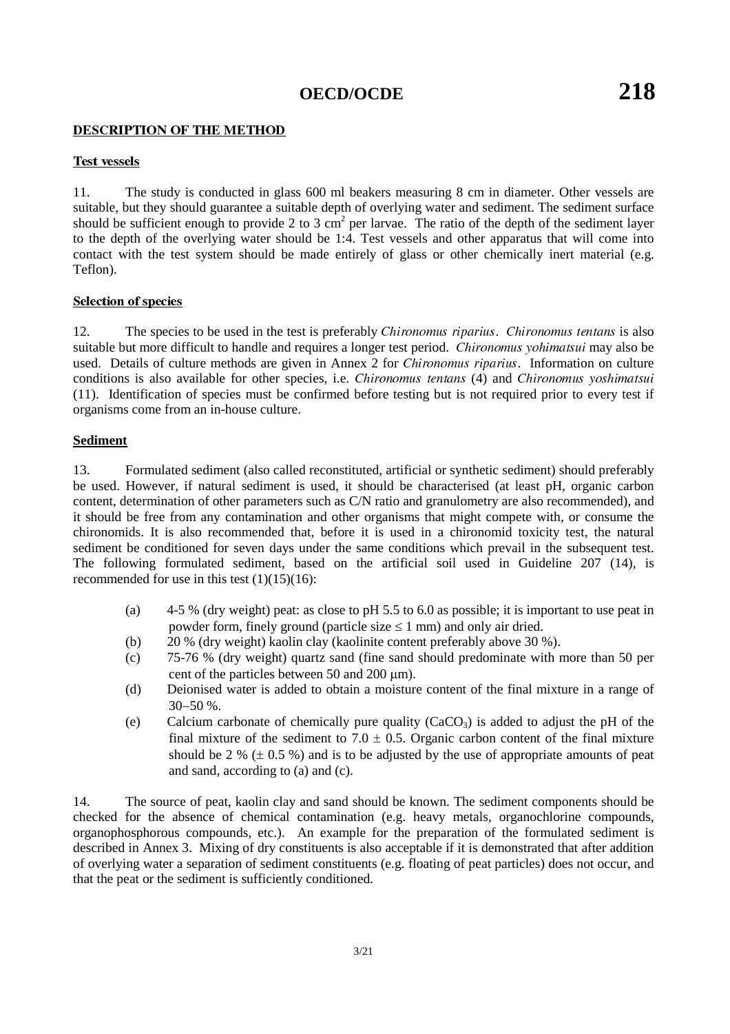## DESCRIPTION OF THE METHOD

### Test vessels

11. The study is conducted in glass 600 ml beakers measuring 8 cm in diameter. Other vessels are suitable, but they should guarantee a suitable depth of overlying water and sediment. The sediment surface should be sufficient enough to provide 2 to 3 $cm^2$ per larvae. The ratio of the depth of the sediment layer to the depth of the overlying water should be 1:4. Test vessels and other apparatus that will come into contact with the test system should be made entirely of glass or other chemically inert material (e.g. Teflon).

### Selection of species

12. The species to be used in the test is preferably *Chironomus riparius*. *Chironomus tentans* is also suitable but more difficult to handle and requires a longer test period. *Chironomus yohimatsui* may also be used. Details of culture methods are given in Annex 2 for *Chironomus riparius*. Information on culture conditions is also available for other species, i.e. *Chironomus tentans* (4) and *Chironomus yoshimatsui* (11). Identification of species must be confirmed before testing but is not required prior to every test if organisms come from an in-house culture.

### Sediment

13. Formulated sediment (also called reconstituted, artificial or synthetic sediment) should preferably be used. However, if natural sediment is used, it should be characterised (at least pH, organic carbon content, determination of other parameters such as C/N ratio and granulometry are also recommended), and it should be free from any contamination and other organisms that might compete with, or consume the chironomids. It is also recommended that, before it is used in a chironomid toxicity test, the natural sediment be conditioned for seven days under the same conditions which prevail in the subsequent test. The following formulated sediment, based on the artificial soil used in Guideline 207 (14), is recommended for use in this test (1)(15)(16):

(a) 4-5 % (dry weight) peat: as close to pH 5.5 to 6.0 as possible; it is important to use peat in powder form, finely ground (particle size $\leq$ 1 mm) and only air dried.

(b) 20 % (dry weight) kaolin clay (kaolinite content preferably above 30 %).

(c) 75-76 % (dry weight) quartz sand (fine sand should predominate with more than 50 per cent of the particles between 50 and 200 $\mu$m).

(d) Deionised water is added to obtain a moisture content of the final mixture in a range of 30−50 %.

(e) Calcium carbonate of chemically pure quality ($CaCO_3$) is added to adjust the pH of the final mixture of the sediment to $7.0 \pm 0.5$. Organic carbon content of the final mixture should be 2 % ($\pm$ 0.5 %) and is to be adjusted by the use of appropriate amounts of peat and sand, according to (a) and (c).

14. The source of peat, kaolin clay and sand should be known. The sediment components should be checked for the absence of chemical contamination (e.g. heavy metals, organochlorine compounds, organophosphorous compounds, etc.). An example for the preparation of the formulated sediment is described in Annex 3. Mixing of dry constituents is also acceptable if it is demonstrated that after addition of overlying water a separation of sediment constituents (e.g. floating of peat particles) does not occur, and that the peat or the sediment is sufficiently conditioned.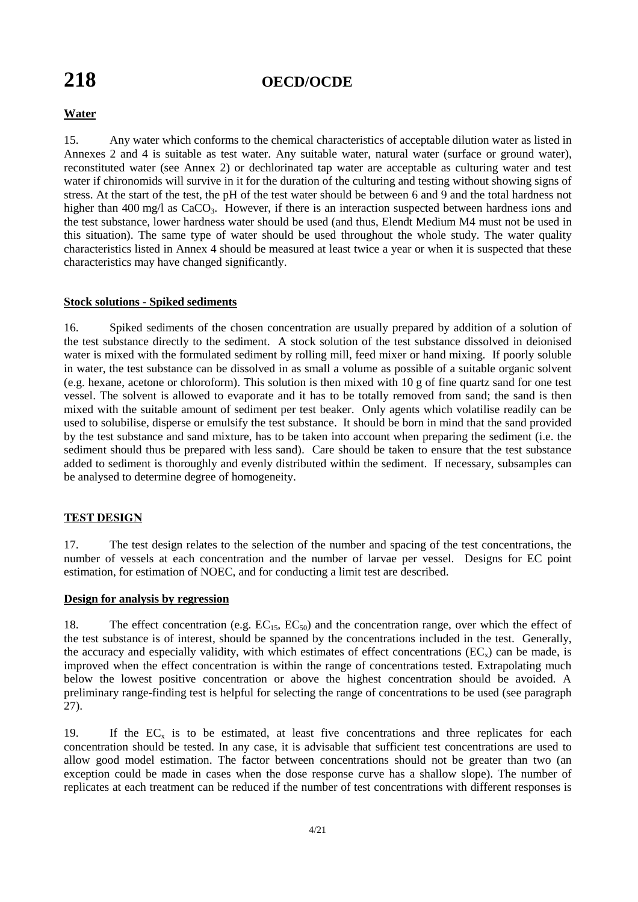**Water**

15. Any water which conforms to the chemical characteristics of acceptable dilution water as listed in Annexes 2 and 4 is suitable as test water. Any suitable water, natural water (surface or ground water), reconstituted water (see Annex 2) or dechlorinated tap water are acceptable as culturing water and test water if chironomids will survive in it for the duration of the culturing and testing without showing signs of stress. At the start of the test, the pH of the test water should be between 6 and 9 and the total hardness not higher than 400 mg/l as $CaCO_3$. However, if there is an interaction suspected between hardness ions and the test substance, lower hardness water should be used (and thus, Elendt Medium M4 must not be used in this situation). The same type of water should be used throughout the whole study. The water quality characteristics listed in Annex 4 should be measured at least twice a year or when it is suspected that these characteristics may have changed significantly.

**Stock solutions - Spiked sediments**

16. Spiked sediments of the chosen concentration are usually prepared by addition of a solution of the test substance directly to the sediment. A stock solution of the test substance dissolved in deionised water is mixed with the formulated sediment by rolling mill, feed mixer or hand mixing. If poorly soluble in water, the test substance can be dissolved in as small a volume as possible of a suitable organic solvent (e.g. hexane, acetone or chloroform). This solution is then mixed with 10 g of fine quartz sand for one test vessel. The solvent is allowed to evaporate and it has to be totally removed from sand; the sand is then mixed with the suitable amount of sediment per test beaker. Only agents which volatilise readily can be used to solubilise, disperse or emulsify the test substance. It should be born in mind that the sand provided by the test substance and sand mixture, has to be taken into account when preparing the sediment (i.e. the sediment should thus be prepared with less sand). Care should be taken to ensure that the test substance added to sediment is thoroughly and evenly distributed within the sediment. If necessary, subsamples can be analysed to determine degree of homogeneity.

## TEST DESIGN

17. The test design relates to the selection of the number and spacing of the test concentrations, the number of vessels at each concentration and the number of larvae per vessel. Designs for EC point estimation, for estimation of NOEC, and for conducting a limit test are described.

**Design for analysis by regression**

18. The effect concentration (e.g. $EC_{15}$, $EC_{50}$) and the concentration range, over which the effect of the test substance is of interest, should be spanned by the concentrations included in the test. Generally, the accuracy and especially validity, with which estimates of effect concentrations ($EC_x$) can be made, is improved when the effect concentration is within the range of concentrations tested. Extrapolating much below the lowest positive concentration or above the highest concentration should be avoided. A preliminary range-finding test is helpful for selecting the range of concentrations to be used (see paragraph 27).

19. If the $EC_x$ is to be estimated, at least five concentrations and three replicates for each concentration should be tested. In any case, it is advisable that sufficient test concentrations are used to allow good model estimation. The factor between concentrations should not be greater than two (an exception could be made in cases when the dose response curve has a shallow slope). The number of replicates at each treatment can be reduced if the number of test concentrations with different responses is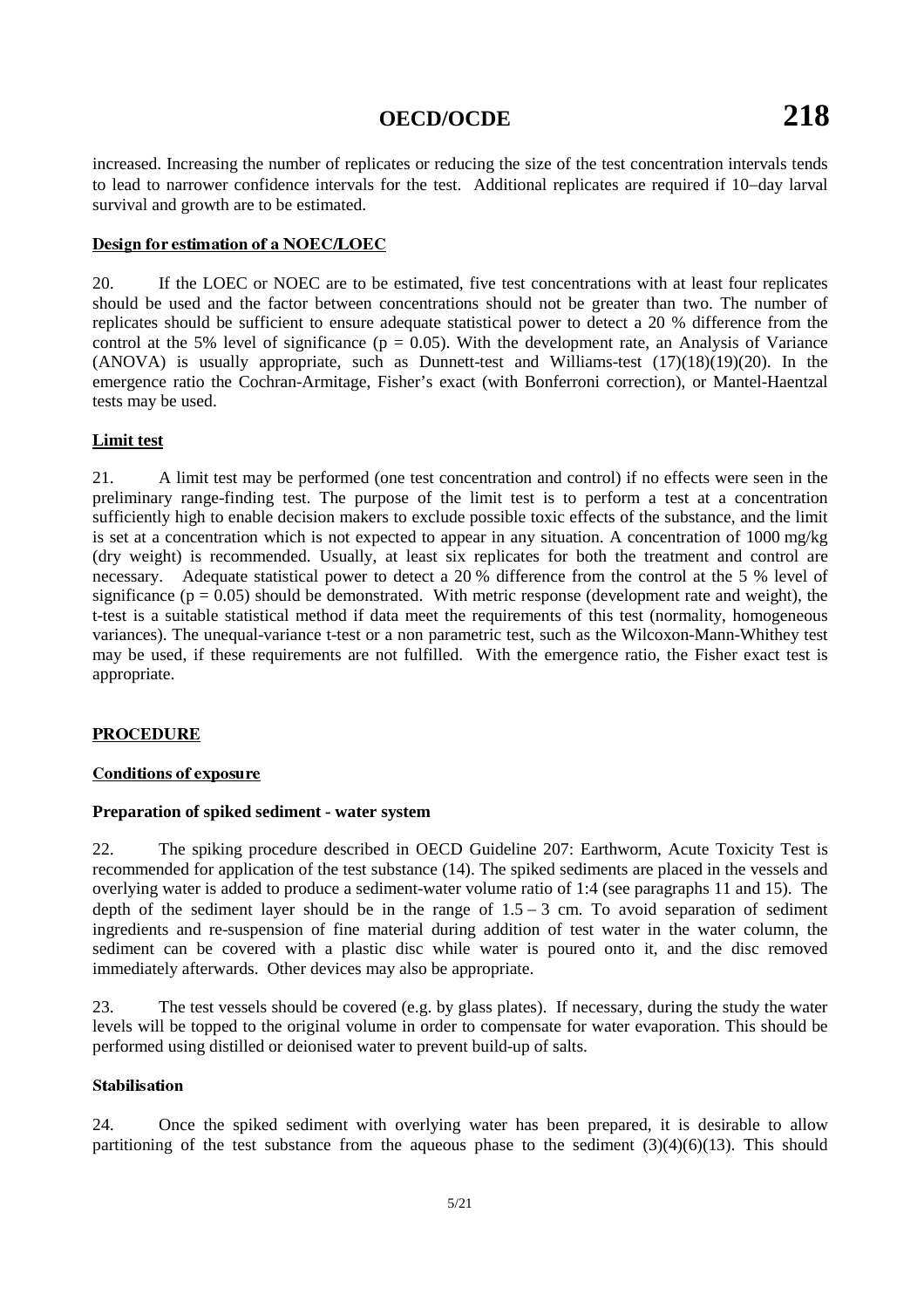increased. Increasing the number of replicates or reducing the size of the test concentration intervals tends to lead to narrower confidence intervals for the test. Additional replicates are required if 10–day larval survival and growth are to be estimated.

### Design for estimation of a NOEC/LOEC

20. If the LOEC or NOEC are to be estimated, five test concentrations with at least four replicates should be used and the factor between concentrations should not be greater than two. The number of replicates should be sufficient to ensure adequate statistical power to detect a 20 % difference from the control at the 5% level of significance ($p = 0.05$). With the development rate, an Analysis of Variance (ANOVA) is usually appropriate, such as Dunnett-test and Williams-test (17)(18)(19)(20). In the emergence ratio the Cochran-Armitage, Fisher's exact (with Bonferroni correction), or Mantel-Haentzal tests may be used.

### Limit test

21. A limit test may be performed (one test concentration and control) if no effects were seen in the preliminary range-finding test. The purpose of the limit test is to perform a test at a concentration sufficiently high to enable decision makers to exclude possible toxic effects of the substance, and the limit is set at a concentration which is not expected to appear in any situation. A concentration of 1000 mg/kg (dry weight) is recommended. Usually, at least six replicates for both the treatment and control are necessary. Adequate statistical power to detect a 20 % difference from the control at the 5 % level of significance ($p = 0.05$) should be demonstrated. With metric response (development rate and weight), the t-test is a suitable statistical method if data meet the requirements of this test (normality, homogeneous variances). The unequal-variance t-test or a non parametric test, such as the Wilcoxon-Mann-Whithey test may be used, if these requirements are not fulfilled. With the emergence ratio, the Fisher exact test is appropriate.

## PROCEDURE

### Conditions of exposure

#### Preparation of spiked sediment - water system

22. The spiking procedure described in OECD Guideline 207: Earthworm, Acute Toxicity Test is recommended for application of the test substance (14). The spiked sediments are placed in the vessels and overlying water is added to produce a sediment-water volume ratio of 1:4 (see paragraphs 11 and 15). The depth of the sediment layer should be in the range of 1.5 – 3 cm. To avoid separation of sediment ingredients and re-suspension of fine material during addition of test water in the water column, the sediment can be covered with a plastic disc while water is poured onto it, and the disc removed immediately afterwards. Other devices may also be appropriate.

23. The test vessels should be covered (e.g. by glass plates). If necessary, during the study the water levels will be topped to the original volume in order to compensate for water evaporation. This should be performed using distilled or deionised water to prevent build-up of salts.

#### Stabilisation

24. Once the spiked sediment with overlying water has been prepared, it is desirable to allow partitioning of the test substance from the aqueous phase to the sediment (3)(4)(6)(13). This should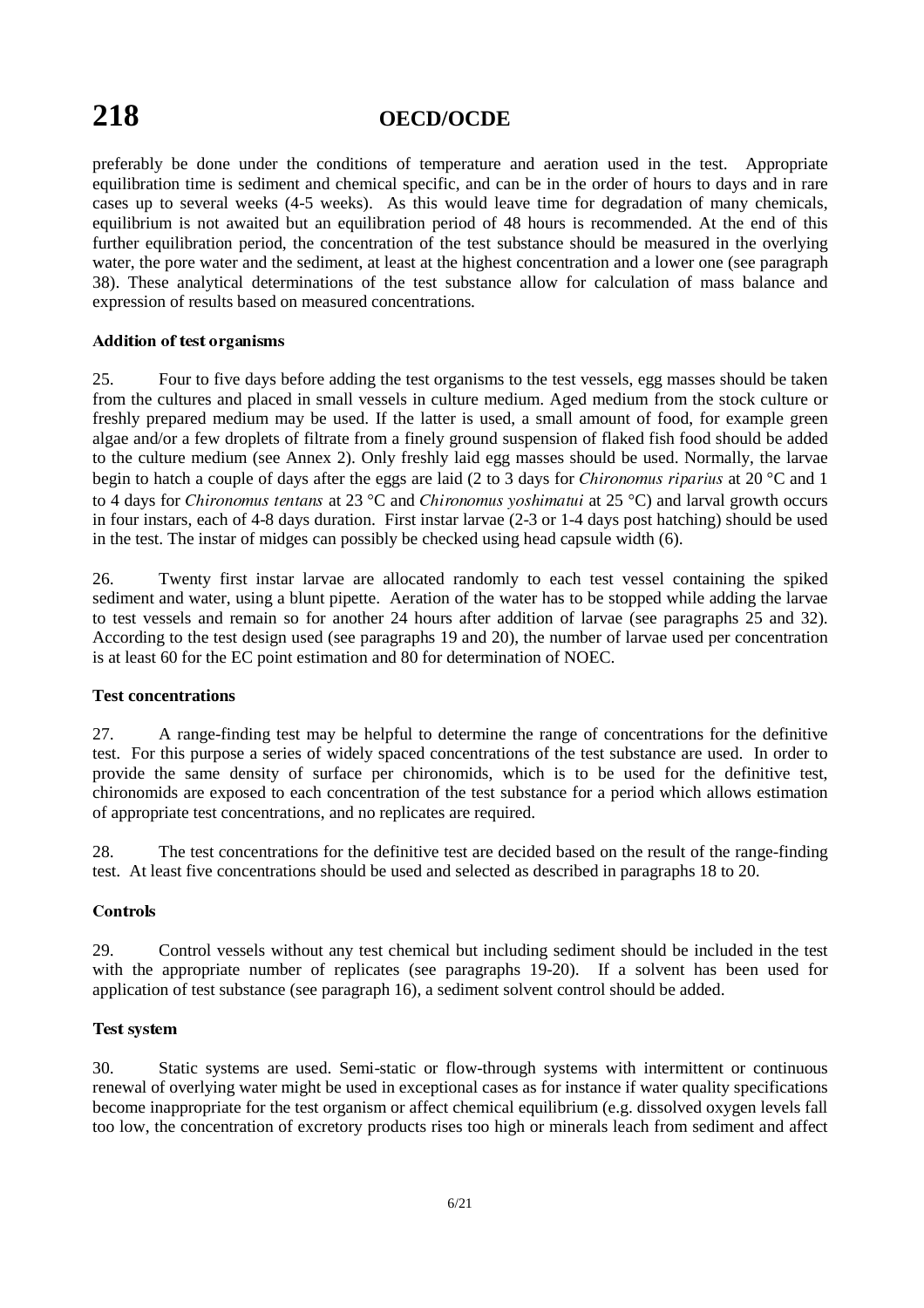preferably be done under the conditions of temperature and aeration used in the test. Appropriate equilibration time is sediment and chemical specific, and can be in the order of hours to days and in rare cases up to several weeks (4-5 weeks). As this would leave time for degradation of many chemicals, equilibrium is not awaited but an equilibration period of 48 hours is recommended. At the end of this further equilibration period, the concentration of the test substance should be measured in the overlying water, the pore water and the sediment, at least at the highest concentration and a lower one (see paragraph 38). These analytical determinations of the test substance allow for calculation of mass balance and expression of results based on measured concentrations.

### Addition of test organisms

25. Four to five days before adding the test organisms to the test vessels, egg masses should be taken from the cultures and placed in small vessels in culture medium. Aged medium from the stock culture or freshly prepared medium may be used. If the latter is used, a small amount of food, for example green algae and/or a few droplets of filtrate from a finely ground suspension of flaked fish food should be added to the culture medium (see Annex 2). Only freshly laid egg masses should be used. Normally, the larvae begin to hatch a couple of days after the eggs are laid (2 to 3 days for *Chironomus riparius* at 20 °C and 1 to 4 days for *Chironomus tentans* at 23 °C and *Chironomus yoshimatui* at 25 °C) and larval growth occurs in four instars, each of 4-8 days duration. First instar larvae (2-3 or 1-4 days post hatching) should be used in the test. The instar of midges can possibly be checked using head capsule width (6).

26. Twenty first instar larvae are allocated randomly to each test vessel containing the spiked sediment and water, using a blunt pipette. Aeration of the water has to be stopped while adding the larvae to test vessels and remain so for another 24 hours after addition of larvae (see paragraphs 25 and 32). According to the test design used (see paragraphs 19 and 20), the number of larvae used per concentration is at least 60 for the EC point estimation and 80 for determination of NOEC.

### Test concentrations

27. A range-finding test may be helpful to determine the range of concentrations for the definitive test. For this purpose a series of widely spaced concentrations of the test substance are used. In order to provide the same density of surface per chironomids, which is to be used for the definitive test, chironomids are exposed to each concentration of the test substance for a period which allows estimation of appropriate test concentrations, and no replicates are required.

28. The test concentrations for the definitive test are decided based on the result of the range-finding test. At least five concentrations should be used and selected as described in paragraphs 18 to 20.

### Controls

29. Control vessels without any test chemical but including sediment should be included in the test with the appropriate number of replicates (see paragraphs 19-20). If a solvent has been used for application of test substance (see paragraph 16), a sediment solvent control should be added.

### Test system

30. Static systems are used. Semi-static or flow-through systems with intermittent or continuous renewal of overlying water might be used in exceptional cases as for instance if water quality specifications become inappropriate for the test organism or affect chemical equilibrium (e.g. dissolved oxygen levels fall too low, the concentration of excretory products rises too high or minerals leach from sediment and affect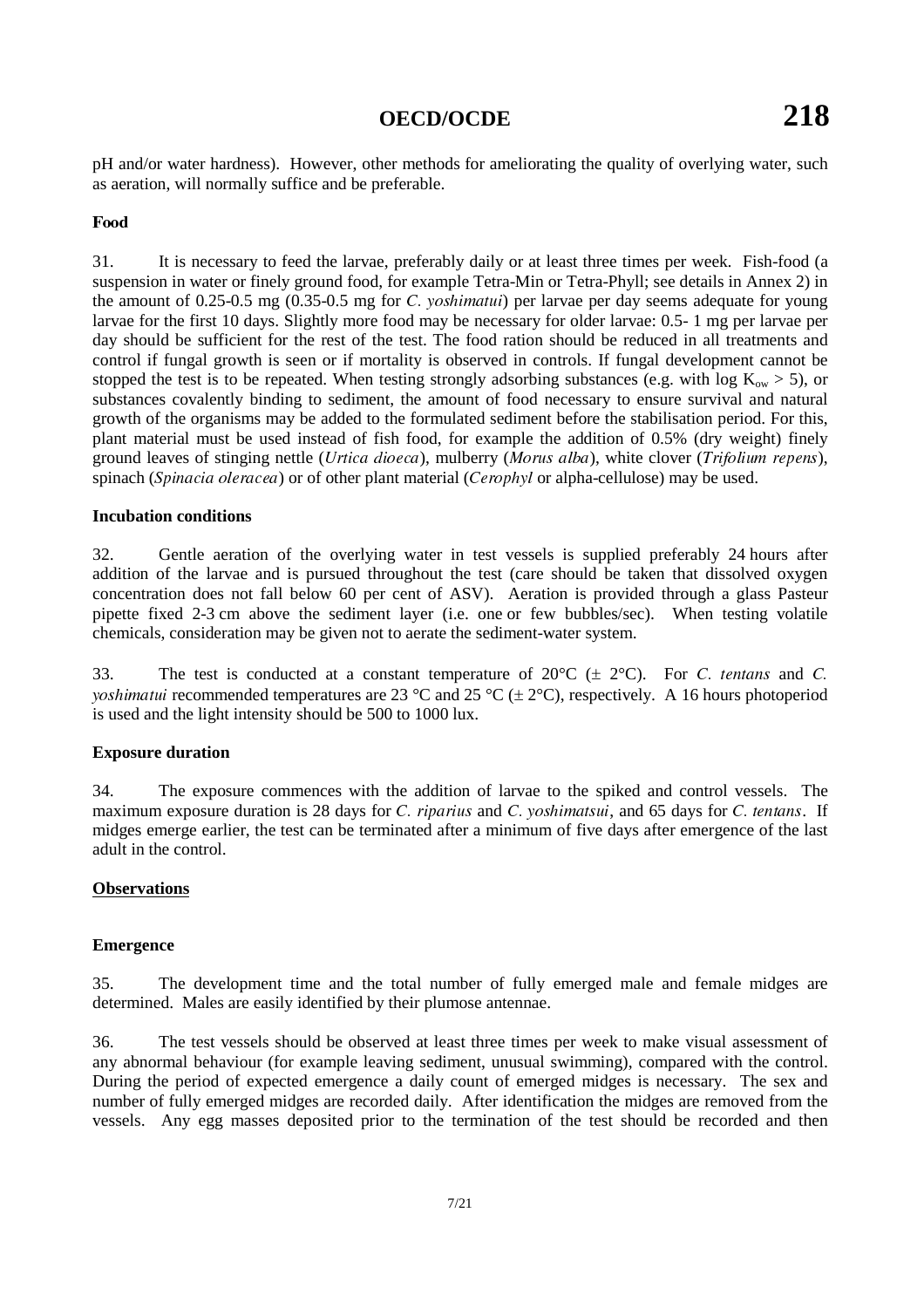pH and/or water hardness). However, other methods for ameliorating the quality of overlying water, such as aeration, will normally suffice and be preferable.

### Food

31. It is necessary to feed the larvae, preferably daily or at least three times per week. Fish-food (a suspension in water or finely ground food, for example Tetra-Min or Tetra-Phyll; see details in Annex 2) in the amount of 0.25-0.5 mg (0.35-0.5 mg for *C. yoshimatui*) per larvae per day seems adequate for young larvae for the first 10 days. Slightly more food may be necessary for older larvae: 0.5- 1 mg per larvae per day should be sufficient for the rest of the test. The food ration should be reduced in all treatments and control if fungal growth is seen or if mortality is observed in controls. If fungal development cannot be stopped the test is to be repeated. When testing strongly adsorbing substances (e.g. with log $K_{ow} > 5$), or substances covalently binding to sediment, the amount of food necessary to ensure survival and natural growth of the organisms may be added to the formulated sediment before the stabilisation period. For this, plant material must be used instead of fish food, for example the addition of 0.5% (dry weight) finely ground leaves of stinging nettle (*Urtica dioeca*), mulberry (*Morus alba*), white clover (*Trifolium repens*), spinach (*Spinacia oleracea*) or of other plant material (*Cerophyl* or alpha-cellulose) may be used.

### Incubation conditions

32. Gentle aeration of the overlying water in test vessels is supplied preferably 24 hours after addition of the larvae and is pursued throughout the test (care should be taken that dissolved oxygen concentration does not fall below 60 per cent of ASV). Aeration is provided through a glass Pasteur pipette fixed 2-3 cm above the sediment layer (i.e. one or few bubbles/sec). When testing volatile chemicals, consideration may be given not to aerate the sediment-water system.

33. The test is conducted at a constant temperature of 20°C (± 2°C). For *C. tentans* and *C. yoshimatui* recommended temperatures are 23 °C and 25 °C (± 2°C), respectively. A 16 hours photoperiod is used and the light intensity should be 500 to 1000 lux.

### Exposure duration

34. The exposure commences with the addition of larvae to the spiked and control vessels. The maximum exposure duration is 28 days for *C. riparius* and *C. yoshimatsui*, and 65 days for *C. tentans*. If midges emerge earlier, the test can be terminated after a minimum of five days after emergence of the last adult in the control.

## Observations

### Emergence

35. The development time and the total number of fully emerged male and female midges are determined. Males are easily identified by their plumose antennae.

36. The test vessels should be observed at least three times per week to make visual assessment of any abnormal behaviour (for example leaving sediment, unusual swimming), compared with the control. During the period of expected emergence a daily count of emerged midges is necessary. The sex and number of fully emerged midges are recorded daily. After identification the midges are removed from the vessels. Any egg masses deposited prior to the termination of the test should be recorded and then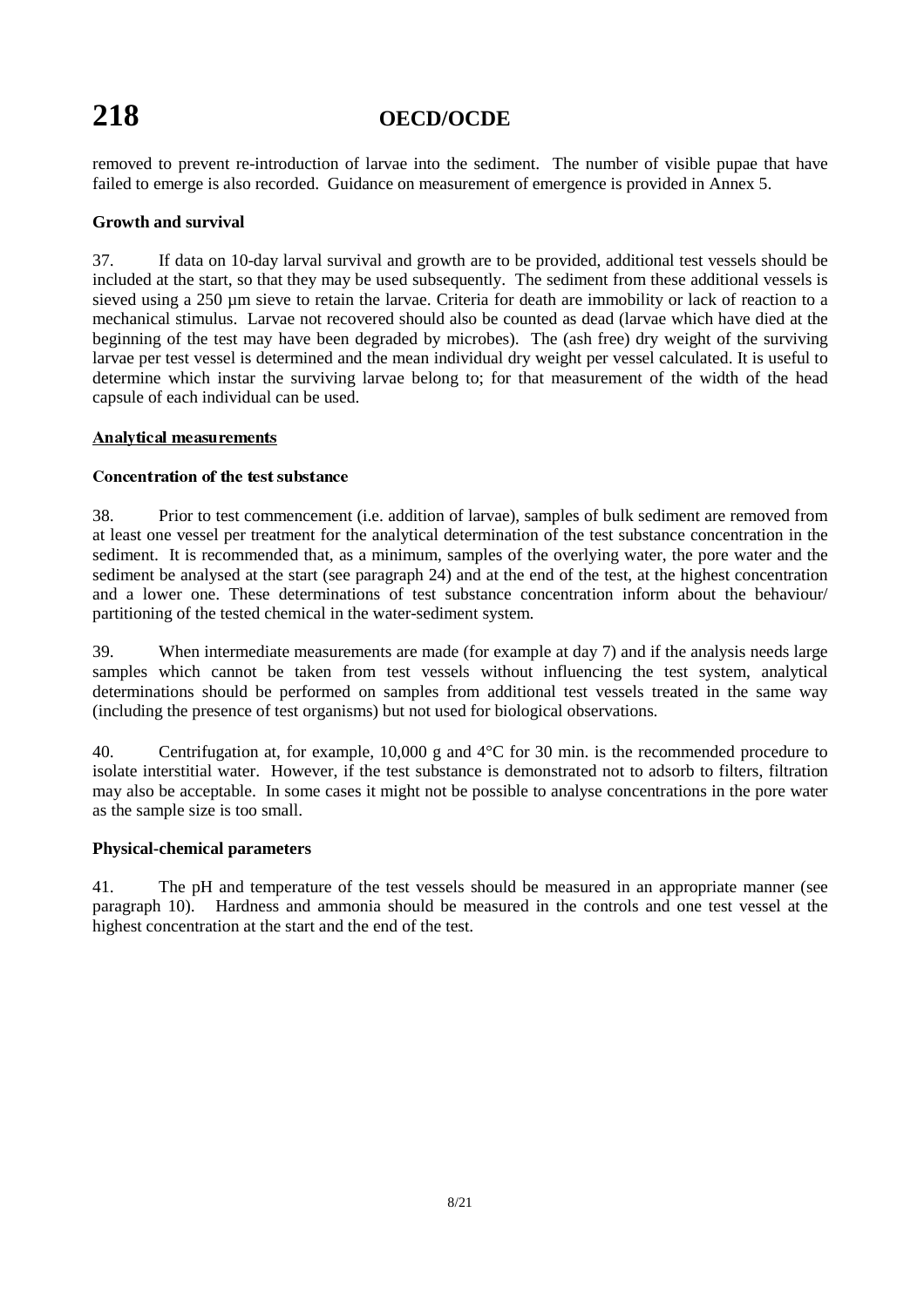removed to prevent re-introduction of larvae into the sediment. The number of visible pupae that have failed to emerge is also recorded. Guidance on measurement of emergence is provided in Annex 5.

**Growth and survival**

37. If data on 10-day larval survival and growth are to be provided, additional test vessels should be included at the start, so that they may be used subsequently. The sediment from these additional vessels is sieved using a 250 µm sieve to retain the larvae. Criteria for death are immobility or lack of reaction to a mechanical stimulus. Larvae not recovered should also be counted as dead (larvae which have died at the beginning of the test may have been degraded by microbes). The (ash free) dry weight of the surviving larvae per test vessel is determined and the mean individual dry weight per vessel calculated. It is useful to determine which instar the surviving larvae belong to; for that measurement of the width of the head capsule of each individual can be used.

## Analytical measurements

**Concentration of the test substance**

38. Prior to test commencement (i.e. addition of larvae), samples of bulk sediment are removed from at least one vessel per treatment for the analytical determination of the test substance concentration in the sediment. It is recommended that, as a minimum, samples of the overlying water, the pore water and the sediment be analysed at the start (see paragraph 24) and at the end of the test, at the highest concentration and a lower one. These determinations of test substance concentration inform about the behaviour/ partitioning of the tested chemical in the water-sediment system.

39. When intermediate measurements are made (for example at day 7) and if the analysis needs large samples which cannot be taken from test vessels without influencing the test system, analytical determinations should be performed on samples from additional test vessels treated in the same way (including the presence of test organisms) but not used for biological observations.

40. Centrifugation at, for example, 10,000 g and 4°C for 30 min. is the recommended procedure to isolate interstitial water. However, if the test substance is demonstrated not to adsorb to filters, filtration may also be acceptable. In some cases it might not be possible to analyse concentrations in the pore water as the sample size is too small.

**Physical-chemical parameters**

41. The pH and temperature of the test vessels should be measured in an appropriate manner (see paragraph 10). Hardness and ammonia should be measured in the controls and one test vessel at the highest concentration at the start and the end of the test.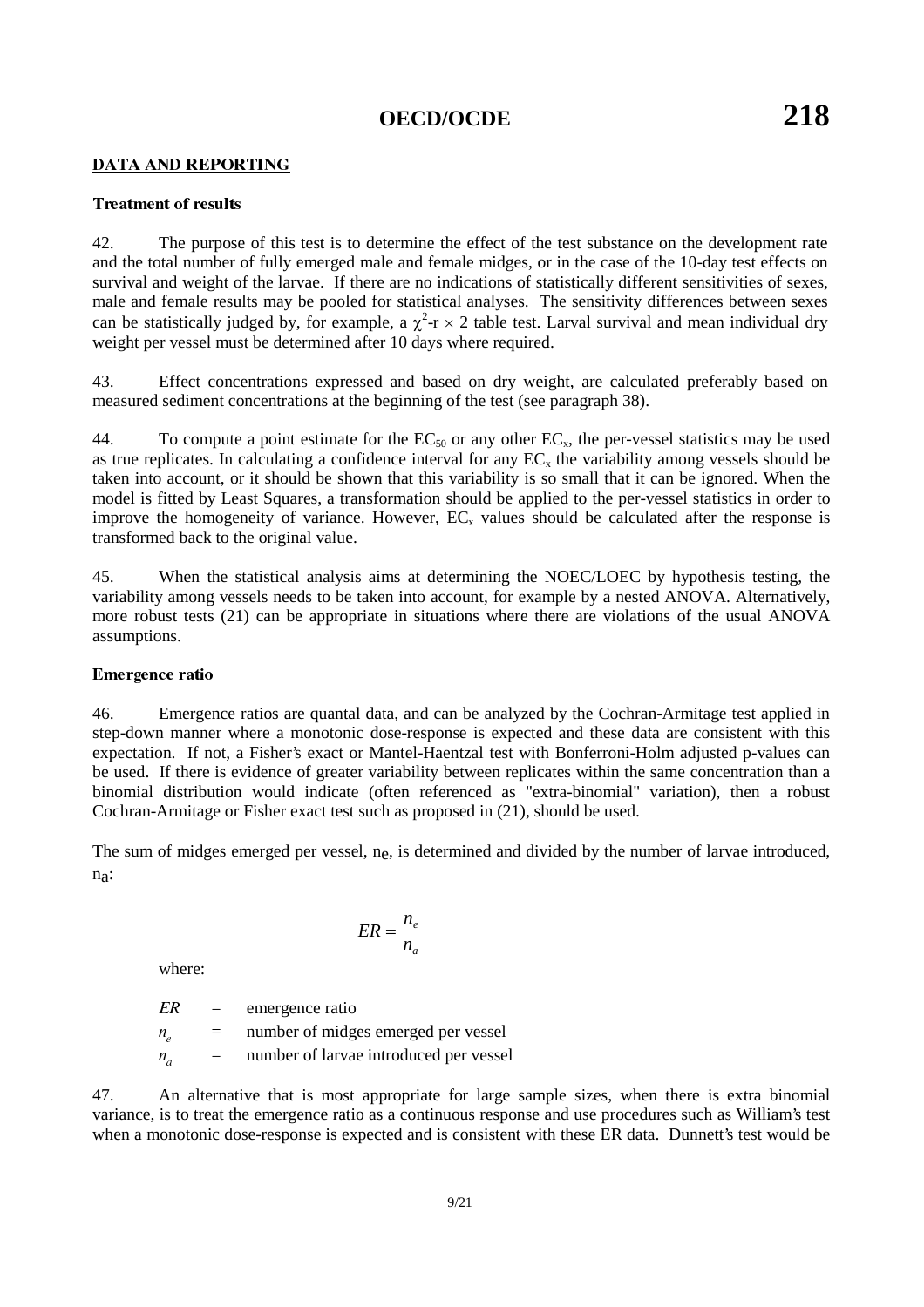## DATA AND REPORTING

### Treatment of results

42. The purpose of this test is to determine the effect of the test substance on the development rate and the total number of fully emerged male and female midges, or in the case of the 10-day test effects on survival and weight of the larvae. If there are no indications of statistically different sensitivities of sexes, male and female results may be pooled for statistical analyses. The sensitivity differences between sexes can be statistically judged by, for example, a $\chi^2$-r $\times$ 2 table test. Larval survival and mean individual dry weight per vessel must be determined after 10 days where required.

43. Effect concentrations expressed and based on dry weight, are calculated preferably based on measured sediment concentrations at the beginning of the test (see paragraph 38).

44. To compute a point estimate for the $EC_{50}$ or any other $EC_x$, the per-vessel statistics may be used as true replicates. In calculating a confidence interval for any $EC_x$ the variability among vessels should be taken into account, or it should be shown that this variability is so small that it can be ignored. When the model is fitted by Least Squares, a transformation should be applied to the per-vessel statistics in order to improve the homogeneity of variance. However, $EC_x$ values should be calculated after the response is transformed back to the original value.

45. When the statistical analysis aims at determining the NOEC/LOEC by hypothesis testing, the variability among vessels needs to be taken into account, for example by a nested ANOVA. Alternatively, more robust tests (21) can be appropriate in situations where there are violations of the usual ANOVA assumptions.

### Emergence ratio

46. Emergence ratios are quantal data, and can be analyzed by the Cochran-Armitage test applied in step-down manner where a monotonic dose-response is expected and these data are consistent with this expectation. If not, a Fisher's exact or Mantel-Haentzal test with Bonferroni-Holm adjusted p-values can be used. If there is evidence of greater variability between replicates within the same concentration than a binomial distribution would indicate (often referenced as "extra-binomial" variation), then a robust Cochran-Armitage or Fisher exact test such as proposed in (21), should be used.

The sum of midges emerged per vessel, $n_e$, is determined and divided by the number of larvae introduced, $n_a$:

$$ER = \frac{n_e}{n_a}$$

where:

$ER$ = emergence ratio

$n_e$ = number of midges emerged per vessel

$n_a$ = number of larvae introduced per vessel

47. An alternative that is most appropriate for large sample sizes, when there is extra binomial variance, is to treat the emergence ratio as a continuous response and use procedures such as William's test when a monotonic dose-response is expected and is consistent with these ER data. Dunnett's test would be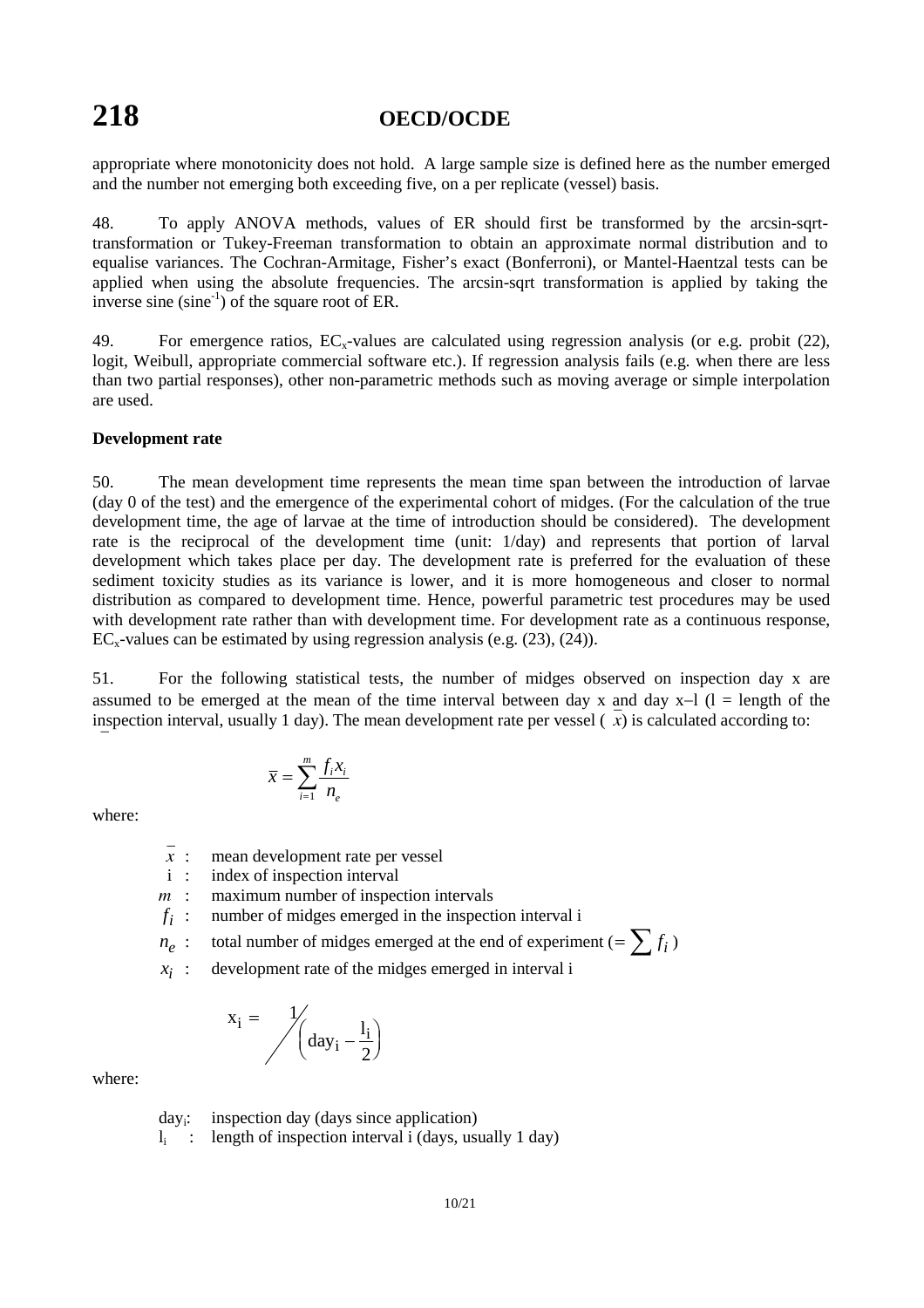appropriate where monotonicity does not hold. A large sample size is defined here as the number emerged and the number not emerging both exceeding five, on a per replicate (vessel) basis.

48. To apply ANOVA methods, values of ER should first be transformed by the arcsin-sqrt-transformation or Tukey-Freeman transformation to obtain an approximate normal distribution and to equalise variances. The Cochran-Armitage, Fisher's exact (Bonferroni), or Mantel-Haentzal tests can be applied when using the absolute frequencies. The arcsin-sqrt transformation is applied by taking the inverse sine ($\text{sine}^{-1}$) of the square root of ER.

49. For emergence ratios, $EC_x$-values are calculated using regression analysis (or e.g. probit (22), logit, Weibull, appropriate commercial software etc.). If regression analysis fails (e.g. when there are less than two partial responses), other non-parametric methods such as moving average or simple interpolation are used.

**Development rate**

50. The mean development time represents the mean time span between the introduction of larvae (day 0 of the test) and the emergence of the experimental cohort of midges. (For the calculation of the true development time, the age of larvae at the time of introduction should be considered). The development rate is the reciprocal of the development time (unit: 1/day) and represents that portion of larval development which takes place per day. The development rate is preferred for the evaluation of these sediment toxicity studies as its variance is lower, and it is more homogeneous and closer to normal distribution as compared to development time. Hence, powerful parametric test procedures may be used with development rate rather than with development time. For development rate as a continuous response, $EC_x$-values can be estimated by using regression analysis (e.g. (23), (24)).

51. For the following statistical tests, the number of midges observed on inspection day x are assumed to be emerged at the mean of the time interval between day x and day x–l (l = length of the inspection interval, usually 1 day). The mean development rate per vessel ($\bar{x}$) is calculated according to:

$$\bar{x} = \sum_{i=1}^{m} \frac{f_i x_i}{n_e}$$

where:

- $\bar{x}$ : mean development rate per vessel
- i : index of inspection interval
- $m$ : maximum number of inspection intervals
- $f_i$ : number of midges emerged in the inspection interval i
- $n_e$ : total number of midges emerged at the end of experiment ($= \sum f_i$)
- $x_i$ : development rate of the midges emerged in interval i

$$x_i = 1 \Big/ \left( \text{day}_i - \frac{l_i}{2} \right)$$

where:

- $\text{day}_i$: inspection day (days since application)
- $l_i$ : length of inspection interval i (days, usually 1 day)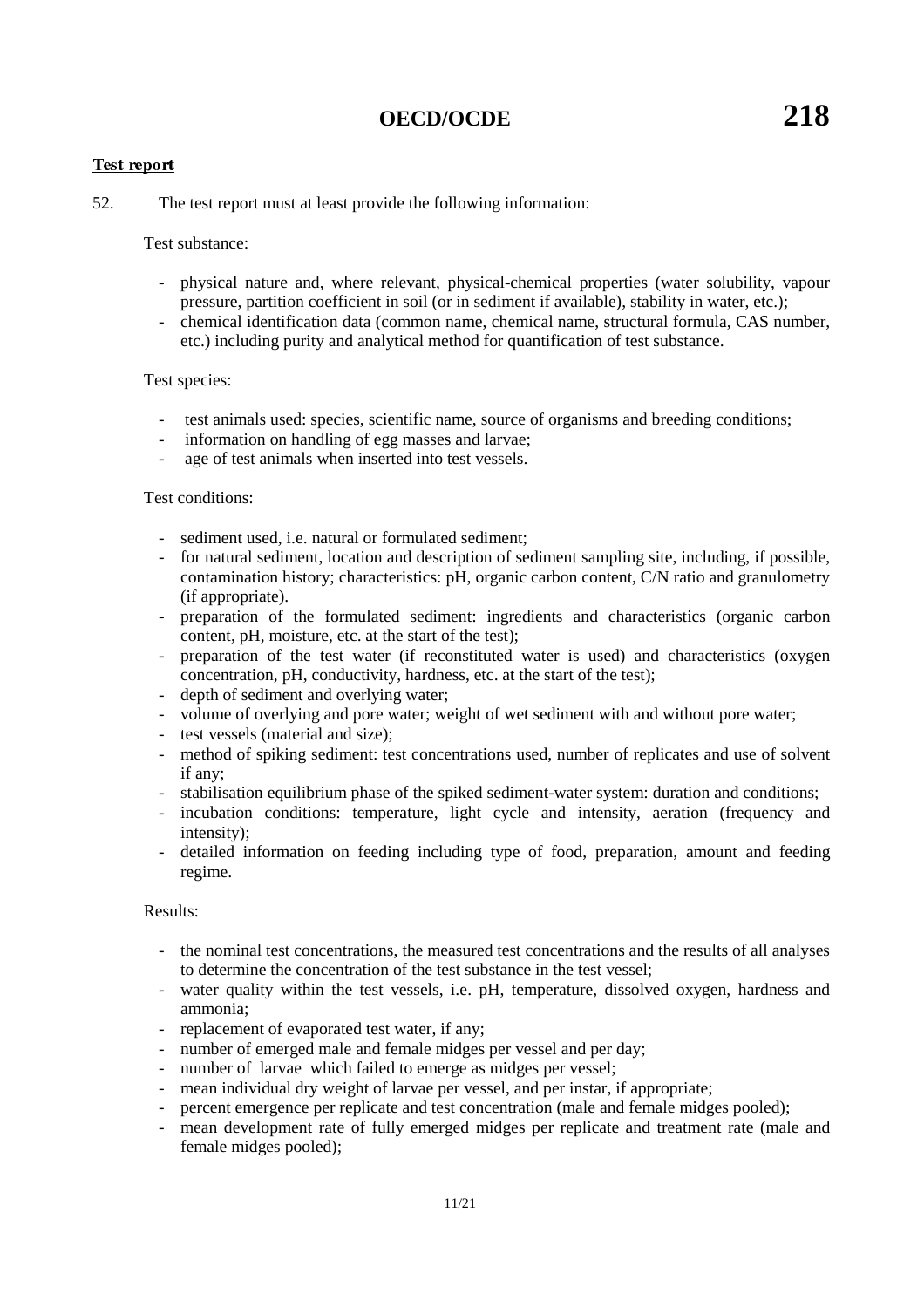#### Test report

52. The test report must at least provide the following information:

Test substance:

- physical nature and, where relevant, physical-chemical properties (water solubility, vapour pressure, partition coefficient in soil (or in sediment if available), stability in water, etc.);
- chemical identification data (common name, chemical name, structural formula, CAS number, etc.) including purity and analytical method for quantification of test substance.

Test species:

- test animals used: species, scientific name, source of organisms and breeding conditions;
- information on handling of egg masses and larvae;
- age of test animals when inserted into test vessels.

Test conditions:

- sediment used, i.e. natural or formulated sediment;
- for natural sediment, location and description of sediment sampling site, including, if possible, contamination history; characteristics: pH, organic carbon content, C/N ratio and granulometry (if appropriate).
- preparation of the formulated sediment: ingredients and characteristics (organic carbon content, pH, moisture, etc. at the start of the test);
- preparation of the test water (if reconstituted water is used) and characteristics (oxygen concentration, pH, conductivity, hardness, etc. at the start of the test);
- depth of sediment and overlying water;
- volume of overlying and pore water; weight of wet sediment with and without pore water;
- test vessels (material and size);
- method of spiking sediment: test concentrations used, number of replicates and use of solvent if any;
- stabilisation equilibrium phase of the spiked sediment-water system: duration and conditions;
- incubation conditions: temperature, light cycle and intensity, aeration (frequency and intensity);
- detailed information on feeding including type of food, preparation, amount and feeding regime.

Results:

- the nominal test concentrations, the measured test concentrations and the results of all analyses to determine the concentration of the test substance in the test vessel;
- water quality within the test vessels, i.e. pH, temperature, dissolved oxygen, hardness and ammonia;
- replacement of evaporated test water, if any;
- number of emerged male and female midges per vessel and per day;
- number of larvae which failed to emerge as midges per vessel;
- mean individual dry weight of larvae per vessel, and per instar, if appropriate;
- percent emergence per replicate and test concentration (male and female midges pooled);
- mean development rate of fully emerged midges per replicate and treatment rate (male and female midges pooled);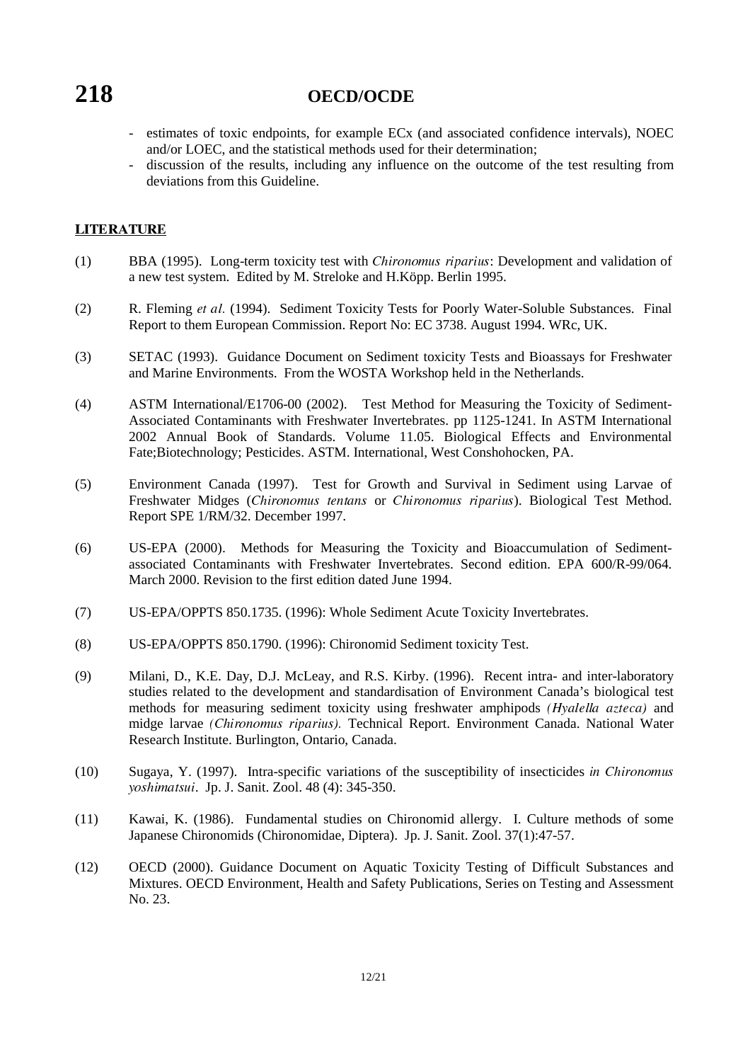- estimates of toxic endpoints, for example ECx (and associated confidence intervals), NOEC and/or LOEC, and the statistical methods used for their determination;
- discussion of the results, including any influence on the outcome of the test resulting from deviations from this Guideline.

## LITERATURE

(1) BBA (1995). Long-term toxicity test with *Chironomus riparius*: Development and validation of a new test system. Edited by M. Streloke and H.Köpp. Berlin 1995.

(2) R. Fleming *et al.* (1994). Sediment Toxicity Tests for Poorly Water-Soluble Substances. Final Report to them European Commission. Report No: EC 3738. August 1994. WRc, UK.

(3) SETAC (1993). Guidance Document on Sediment toxicity Tests and Bioassays for Freshwater and Marine Environments. From the WOSTA Workshop held in the Netherlands.

(4) ASTM International/E1706-00 (2002). Test Method for Measuring the Toxicity of Sediment-Associated Contaminants with Freshwater Invertebrates. pp 1125-1241. In ASTM International 2002 Annual Book of Standards. Volume 11.05. Biological Effects and Environmental Fate;Biotechnology; Pesticides. ASTM. International, West Conshohocken, PA.

(5) Environment Canada (1997). Test for Growth and Survival in Sediment using Larvae of Freshwater Midges (*Chironomus tentans* or *Chironomus riparius*). Biological Test Method. Report SPE 1/RM/32. December 1997.

(6) US-EPA (2000). Methods for Measuring the Toxicity and Bioaccumulation of Sediment-associated Contaminants with Freshwater Invertebrates. Second edition. EPA 600/R-99/064. March 2000. Revision to the first edition dated June 1994.

(7) US-EPA/OPPTS 850.1735. (1996): Whole Sediment Acute Toxicity Invertebrates.

(8) US-EPA/OPPTS 850.1790. (1996): Chironomid Sediment toxicity Test.

(9) Milani, D., K.E. Day, D.J. McLeay, and R.S. Kirby. (1996). Recent intra- and inter-laboratory studies related to the development and standardisation of Environment Canada's biological test methods for measuring sediment toxicity using freshwater amphipods *(Hyalella azteca)* and midge larvae *(Chironomus riparius).* Technical Report. Environment Canada. National Water Research Institute. Burlington, Ontario, Canada.

(10) Sugaya, Y. (1997). Intra-specific variations of the susceptibility of insecticides *in Chironomus yoshimatsui*. Jp. J. Sanit. Zool. 48 (4): 345-350.

(11) Kawai, K. (1986). Fundamental studies on Chironomid allergy. I. Culture methods of some Japanese Chironomids (Chironomidae, Diptera). Jp. J. Sanit. Zool. 37(1):47-57.

(12) OECD (2000). Guidance Document on Aquatic Toxicity Testing of Difficult Substances and Mixtures. OECD Environment, Health and Safety Publications, Series on Testing and Assessment No. 23.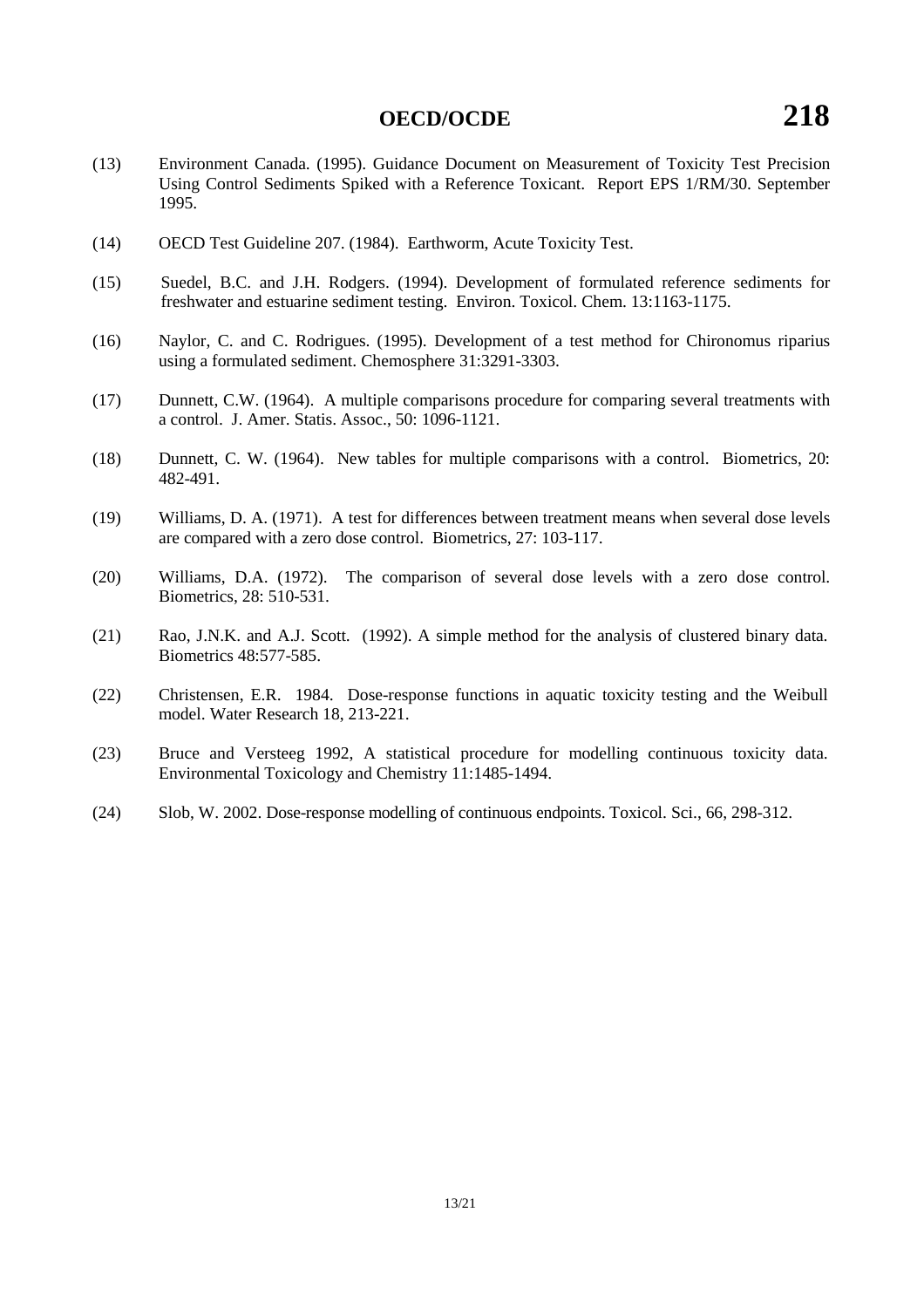(13) Environment Canada. (1995). Guidance Document on Measurement of Toxicity Test Precision Using Control Sediments Spiked with a Reference Toxicant. Report EPS 1/RM/30. September 1995.

(14) OECD Test Guideline 207. (1984). Earthworm, Acute Toxicity Test.

(15) Suedel, B.C. and J.H. Rodgers. (1994). Development of formulated reference sediments for freshwater and estuarine sediment testing. Environ. Toxicol. Chem. 13:1163-1175.

(16) Naylor, C. and C. Rodrigues. (1995). Development of a test method for Chironomus riparius using a formulated sediment. Chemosphere 31:3291-3303.

(17) Dunnett, C.W. (1964). A multiple comparisons procedure for comparing several treatments with a control. J. Amer. Statis. Assoc., 50: 1096-1121.

(18) Dunnett, C. W. (1964). New tables for multiple comparisons with a control. Biometrics, 20: 482-491.

(19) Williams, D. A. (1971). A test for differences between treatment means when several dose levels are compared with a zero dose control. Biometrics, 27: 103-117.

(20) Williams, D.A. (1972). The comparison of several dose levels with a zero dose control. Biometrics, 28: 510-531.

(21) Rao, J.N.K. and A.J. Scott. (1992). A simple method for the analysis of clustered binary data. Biometrics 48:577-585.

(22) Christensen, E.R. 1984. Dose-response functions in aquatic toxicity testing and the Weibull model. Water Research 18, 213-221.

(23) Bruce and Versteeg 1992, A statistical procedure for modelling continuous toxicity data. Environmental Toxicology and Chemistry 11:1485-1494.

(24) Slob, W. 2002. Dose-response modelling of continuous endpoints. Toxicol. Sci., 66, 298-312.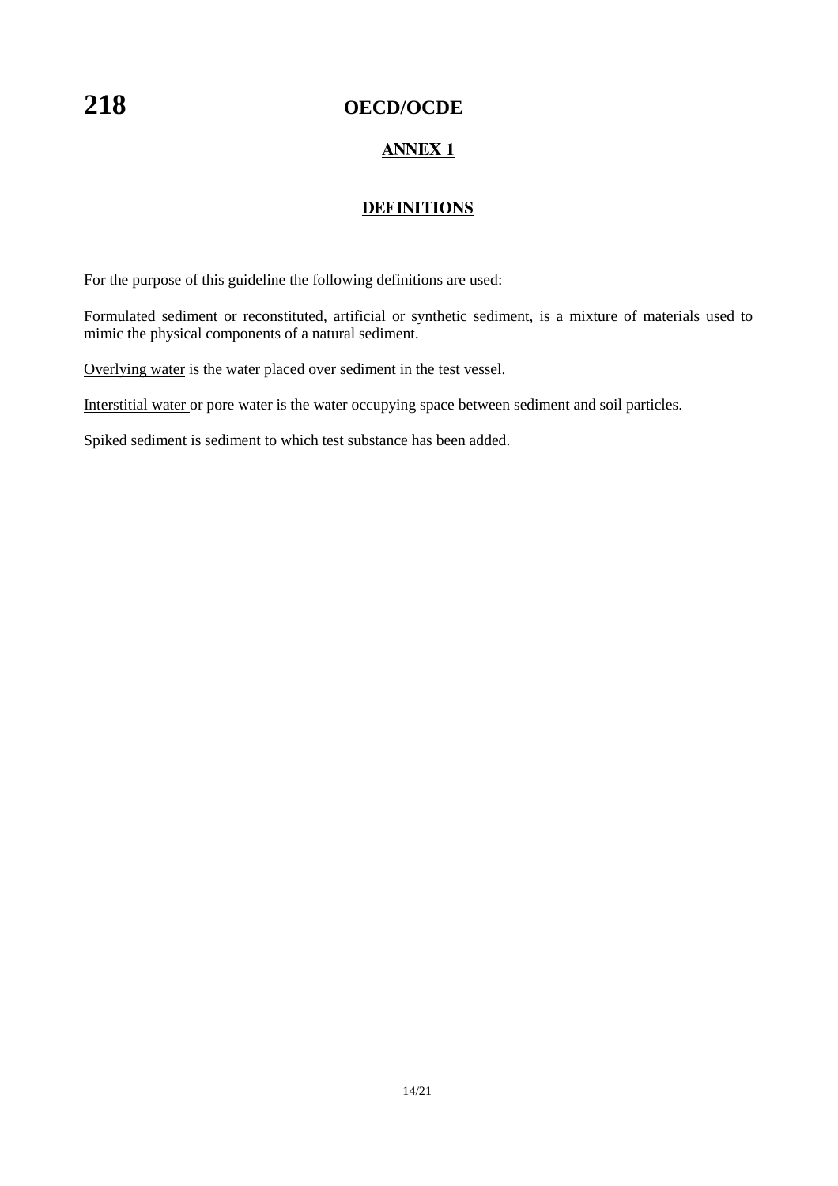## ANNEX 1

## DEFINITIONS

For the purpose of this guideline the following definitions are used:

Formulated sediment or reconstituted, artificial or synthetic sediment, is a mixture of materials used to mimic the physical components of a natural sediment.

Overlying water is the water placed over sediment in the test vessel.

Interstitial water or pore water is the water occupying space between sediment and soil particles.

Spiked sediment is sediment to which test substance has been added.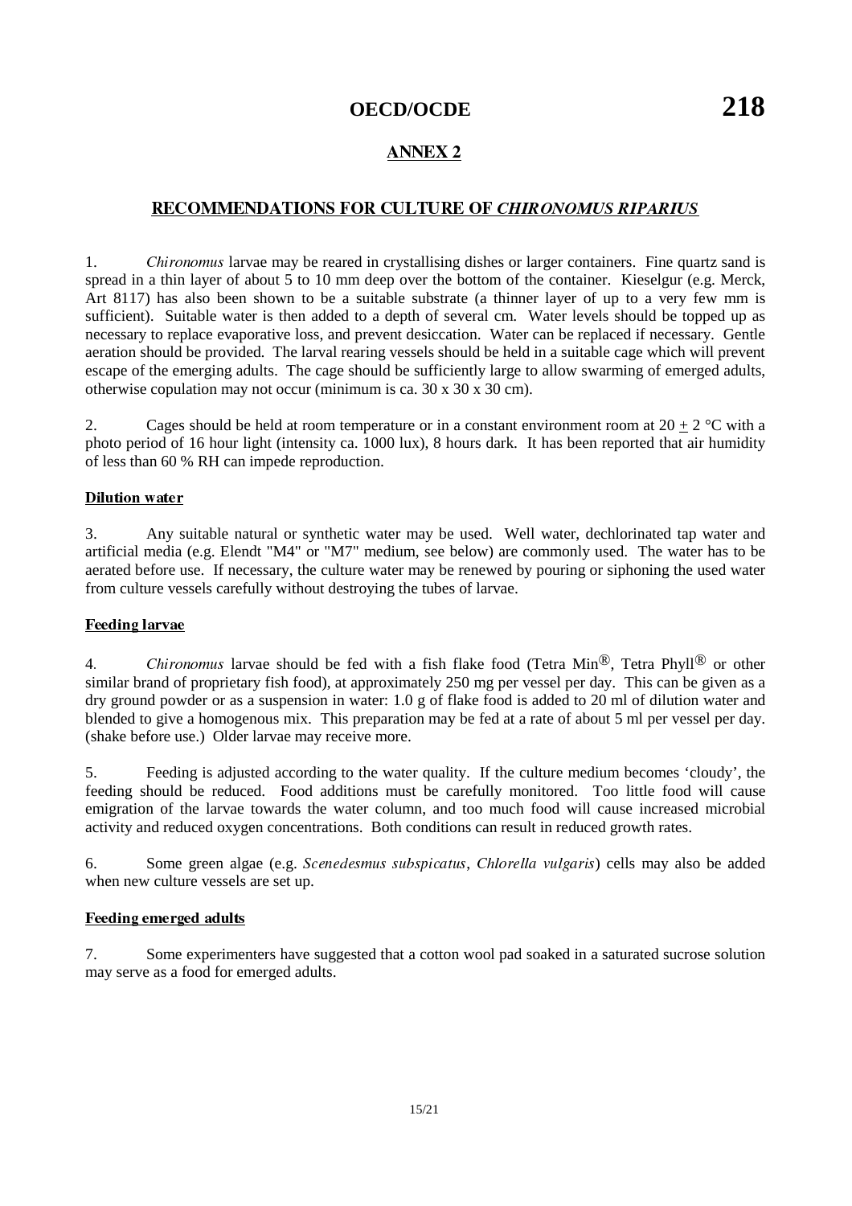## ANNEX 2

### RECOMMENDATIONS FOR CULTURE OF *CHIRONOMUS RIPARIUS*

1. *Chironomus* larvae may be reared in crystallising dishes or larger containers. Fine quartz sand is spread in a thin layer of about 5 to 10 mm deep over the bottom of the container. Kieselgur (e.g. Merck, Art 8117) has also been shown to be a suitable substrate (a thinner layer of up to a very few mm is sufficient). Suitable water is then added to a depth of several cm. Water levels should be topped up as necessary to replace evaporative loss, and prevent desiccation. Water can be replaced if necessary. Gentle aeration should be provided. The larval rearing vessels should be held in a suitable cage which will prevent escape of the emerging adults. The cage should be sufficiently large to allow swarming of emerged adults, otherwise copulation may not occur (minimum is ca. 30 x 30 x 30 cm).

2. Cages should be held at room temperature or in a constant environment room at 20 ± 2 °C with a photo period of 16 hour light (intensity ca. 1000 lux), 8 hours dark. It has been reported that air humidity of less than 60 % RH can impede reproduction.

#### Dilution water

3. Any suitable natural or synthetic water may be used. Well water, dechlorinated tap water and artificial media (e.g. Elendt "M4" or "M7" medium, see below) are commonly used. The water has to be aerated before use. If necessary, the culture water may be renewed by pouring or siphoning the used water from culture vessels carefully without destroying the tubes of larvae.

#### Feeding larvae

4. *Chironomus* larvae should be fed with a fish flake food (Tetra Min®, Tetra Phyll® or other similar brand of proprietary fish food), at approximately 250 mg per vessel per day. This can be given as a dry ground powder or as a suspension in water: 1.0 g of flake food is added to 20 ml of dilution water and blended to give a homogenous mix. This preparation may be fed at a rate of about 5 ml per vessel per day. (shake before use.) Older larvae may receive more.

5. Feeding is adjusted according to the water quality. If the culture medium becomes 'cloudy', the feeding should be reduced. Food additions must be carefully monitored. Too little food will cause emigration of the larvae towards the water column, and too much food will cause increased microbial activity and reduced oxygen concentrations. Both conditions can result in reduced growth rates.

6. Some green algae (e.g. *Scenedesmus subspicatus*, *Chlorella vulgaris*) cells may also be added when new culture vessels are set up.

#### Feeding emerged adults

7. Some experimenters have suggested that a cotton wool pad soaked in a saturated sucrose solution may serve as a food for emerged adults.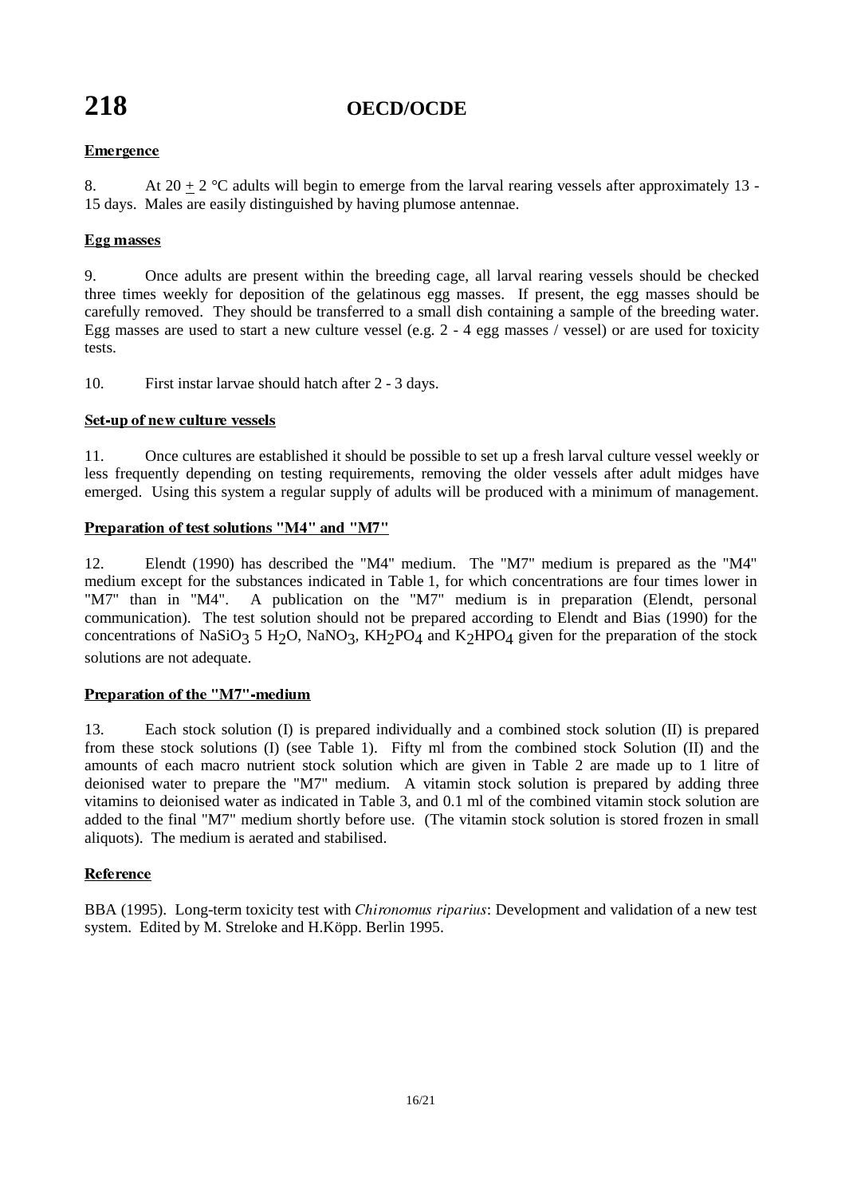**Emergence**

8. At 20 ± 2 °C adults will begin to emerge from the larval rearing vessels after approximately 13 - 15 days. Males are easily distinguished by having plumose antennae.

**Egg masses**

9. Once adults are present within the breeding cage, all larval rearing vessels should be checked three times weekly for deposition of the gelatinous egg masses. If present, the egg masses should be carefully removed. They should be transferred to a small dish containing a sample of the breeding water. Egg masses are used to start a new culture vessel (e.g. 2 - 4 egg masses / vessel) or are used for toxicity tests.

10. First instar larvae should hatch after 2 - 3 days.

**Set-up of new culture vessels**

11. Once cultures are established it should be possible to set up a fresh larval culture vessel weekly or less frequently depending on testing requirements, removing the older vessels after adult midges have emerged. Using this system a regular supply of adults will be produced with a minimum of management.

**Preparation of test solutions "M4" and "M7"**

12. Elendt (1990) has described the "M4" medium. The "M7" medium is prepared as the "M4" medium except for the substances indicated in Table 1, for which concentrations are four times lower in "M7" than in "M4". A publication on the "M7" medium is in preparation (Elendt, personal communication). The test solution should not be prepared according to Elendt and Bias (1990) for the concentrations of $NaSiO_3$ 5 $H_2O$, $NaNO_3$, $KH_2PO_4$ and $K_2HPO_4$ given for the preparation of the stock solutions are not adequate.

**Preparation of the "M7"-medium**

13. Each stock solution (I) is prepared individually and a combined stock solution (II) is prepared from these stock solutions (I) (see Table 1). Fifty ml from the combined stock Solution (II) and the amounts of each macro nutrient stock solution which are given in Table 2 are made up to 1 litre of deionised water to prepare the "M7" medium. A vitamin stock solution is prepared by adding three vitamins to deionised water as indicated in Table 3, and 0.1 ml of the combined vitamin stock solution are added to the final "M7" medium shortly before use. (The vitamin stock solution is stored frozen in small aliquots). The medium is aerated and stabilised.

**Reference**

BBA (1995). Long-term toxicity test with *Chironomus riparius*: Development and validation of a new test system. Edited by M. Streloke and H.Köpp. Berlin 1995.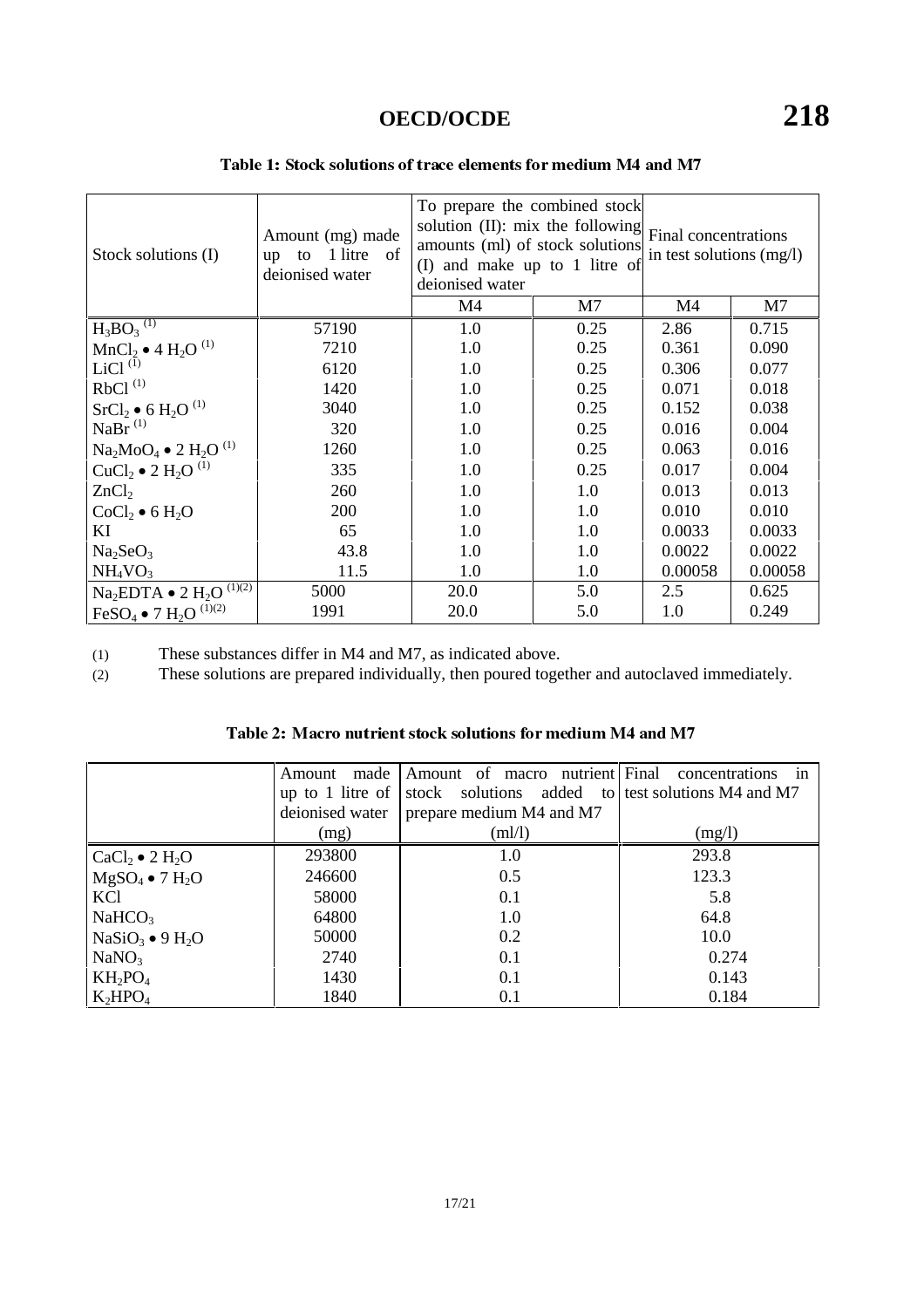**Table 1: Stock solutions of trace elements for medium M4 and M7**

| Stock solutions (I) | Amount (mg) made up to 1 litre of deionised water | To prepare the combined stock solution (II): mix the following amounts (ml) of stock solutions (I) and make up to 1 litre of deionised water | | Final concentrations in test solutions (mg/l) | |
|---|---|---|---|---|---|
| | | M4 | M7 | M4 | M7 |
| $H_3BO_3$ [(1)] | 57190 | 1.0 | 0.25 | 2.86 | 0.715 |
| $MnCl_2 \bullet 4\,H_2O$ [(1)] | 7210 | 1.0 | 0.25 | 0.361 | 0.090 |
| $LiCl$ [(1)] | 6120 | 1.0 | 0.25 | 0.306 | 0.077 |
| $RbCl$ [(1)] | 1420 | 1.0 | 0.25 | 0.071 | 0.018 |
| $SrCl_2 \bullet 6\,H_2O$ [(1)] | 3040 | 1.0 | 0.25 | 0.152 | 0.038 |
| $NaBr$ [(1)] | 320 | 1.0 | 0.25 | 0.016 | 0.004 |
| $Na_2MoO_4 \bullet 2\,H_2O$ [(1)] | 1260 | 1.0 | 0.25 | 0.063 | 0.016 |
| $CuCl_2 \bullet 2\,H_2O$ [(1)] | 335 | 1.0 | 0.25 | 0.017 | 0.004 |
| $ZnCl_2$ | 260 | 1.0 | 1.0 | 0.013 | 0.013 |
| $CoCl_2 \bullet 6\,H_2O$ | 200 | 1.0 | 1.0 | 0.010 | 0.010 |
| KI | 65 | 1.0 | 1.0 | 0.0033 | 0.0033 |
| $Na_2SeO_3$ | 43.8 | 1.0 | 1.0 | 0.0022 | 0.0022 |
| $NH_4VO_3$ | 11.5 | 1.0 | 1.0 | 0.00058 | 0.00058 |
| $Na_2EDTA \bullet 2\,H_2O$ [(1)(2)] | 5000 | 20.0 | 5.0 | 2.5 | 0.625 |
| $FeSO_4 \bullet 7\,H_2O$ [(1)(2)] | 1991 | 20.0 | 5.0 | 1.0 | 0.249 |

(1) These substances differ in M4 and M7, as indicated above.

(2) These solutions are prepared individually, then poured together and autoclaved immediately.

**Table 2: Macro nutrient stock solutions for medium M4 and M7**

| | Amount made up to 1 litre of deionised water (mg) | Amount of macro nutrient stock solutions added to prepare medium M4 and M7 (ml/l) | Final concentrations in test solutions M4 and M7 (mg/l) |
|---|---|---|---|
| $CaCl_2 \bullet 2\,H_2O$ | 293800 | 1.0 | 293.8 |
| $MgSO_4 \bullet 7\,H_2O$ | 246600 | 0.5 | 123.3 |
| KCl | 58000 | 0.1 | 5.8 |
| $NaHCO_3$ | 64800 | 1.0 | 64.8 |
| $NaSiO_3 \bullet 9\,H_2O$ | 50000 | 0.2 | 10.0 |
| $NaNO_3$ | 2740 | 0.1 | 0.274 |
| $KH_2PO_4$ | 1430 | 0.1 | 0.143 |
| $K_2HPO_4$ | 1840 | 0.1 | 0.184 |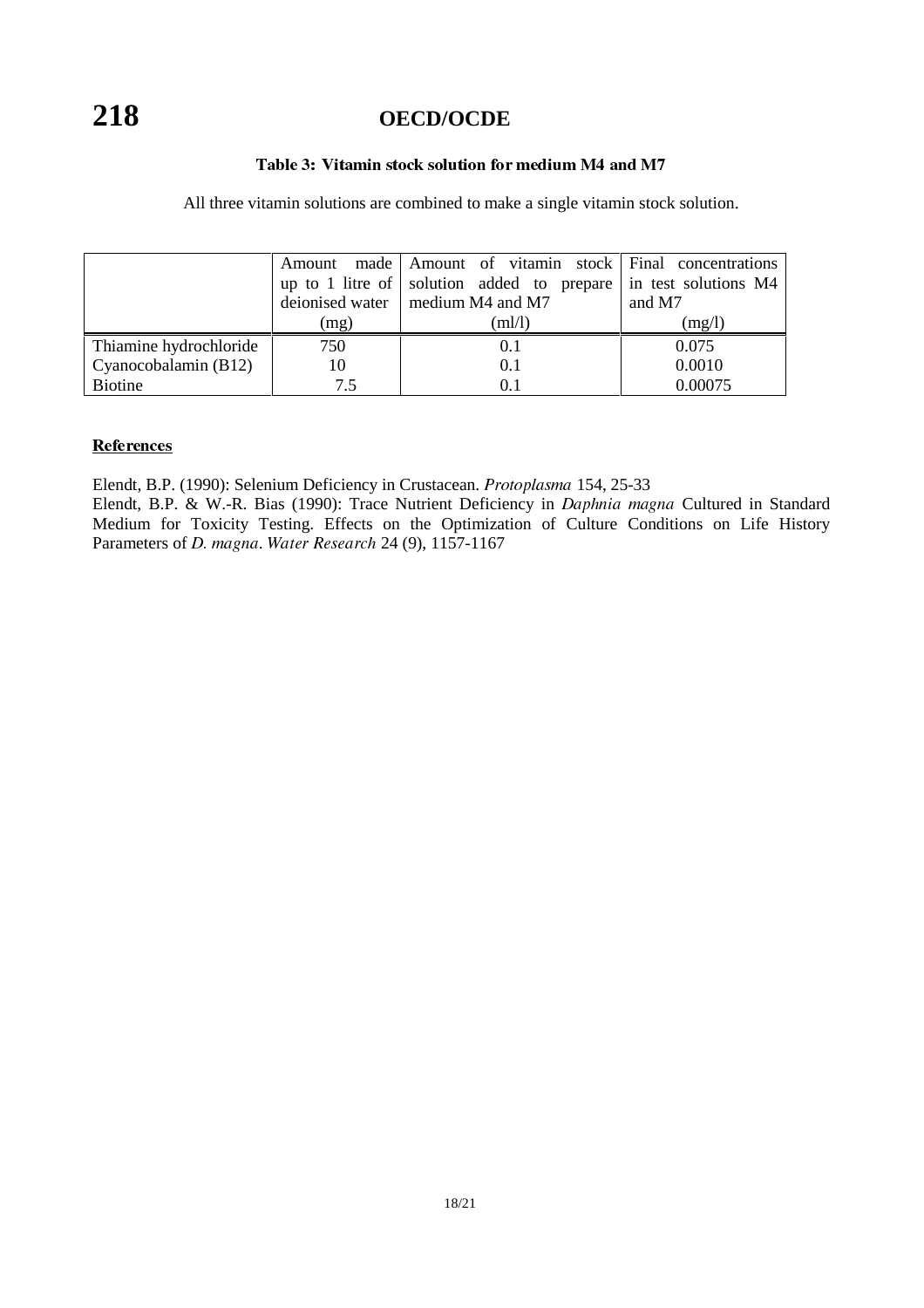**Table 3: Vitamin stock solution for medium M4 and M7**

All three vitamin solutions are combined to make a single vitamin stock solution.

| | Amount made up to 1 litre of deionised water (mg) | Amount of vitamin stock solution added to prepare medium M4 and M7 (ml/l) | Final concentrations in test solutions M4 and M7 (mg/l) |
|---|---|---|---|
| Thiamine hydrochloride | 750 | 0.1 | 0.075 |
| Cyanocobalamin (B12) | 10 | 0.1 | 0.0010 |
| Biotine | 7.5 | 0.1 | 0.00075 |

**References**

Elendt, B.P. (1990): Selenium Deficiency in Crustacean. *Protoplasma* 154, 25-33

Elendt, B.P. & W.-R. Bias (1990): Trace Nutrient Deficiency in *Daphnia magna* Cultured in Standard Medium for Toxicity Testing. Effects on the Optimization of Culture Conditions on Life History Parameters of *D. magna*. *Water Research* 24 (9), 1157-1167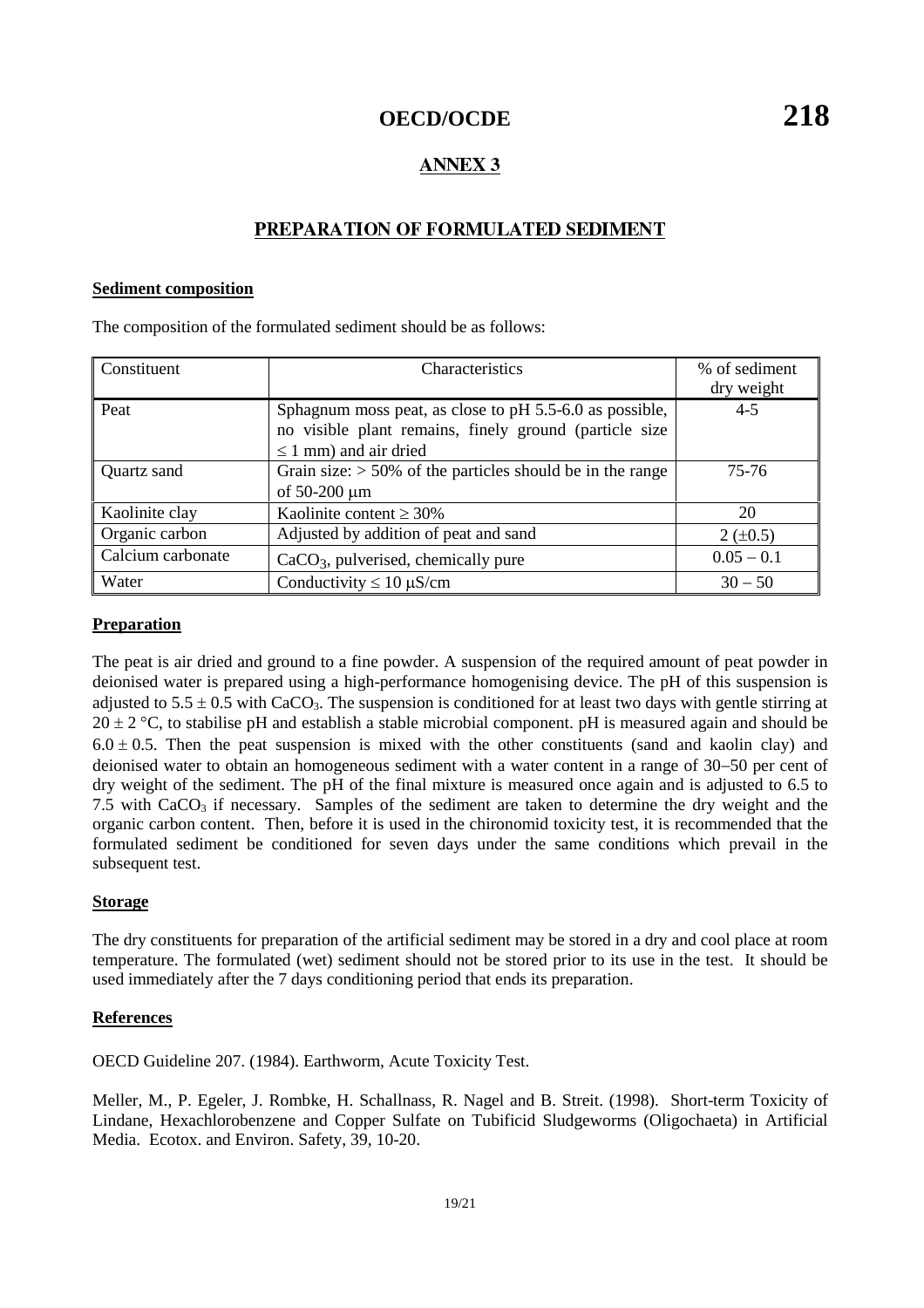# ANNEX 3

## PREPARATION OF FORMULATED SEDIMENT

### Sediment composition

The composition of the formulated sediment should be as follows:

| Constituent | Characteristics | % of sediment dry weight |
|---|---|---|
| Peat | Sphagnum moss peat, as close to pH 5.5-6.0 as possible, no visible plant remains, finely ground (particle size ≤ 1 mm) and air dried | 4-5 |
| Quartz sand | Grain size: > 50% of the particles should be in the range of 50-200 μm | 75-76 |
| Kaolinite clay | Kaolinite content ≥ 30% | 20 |
| Organic carbon | Adjusted by addition of peat and sand | 2 (±0.5) |
| Calcium carbonate | $CaCO_3$, pulverised, chemically pure | 0.05 – 0.1 |
| Water | Conductivity ≤ 10 μS/cm | 30 – 50 |

### Preparation

The peat is air dried and ground to a fine powder. A suspension of the required amount of peat powder in deionised water is prepared using a high-performance homogenising device. The pH of this suspension is adjusted to $5.5 \pm 0.5$ with $CaCO_3$. The suspension is conditioned for at least two days with gentle stirring at $20 \pm 2$ °C, to stabilise pH and establish a stable microbial component. pH is measured again and should be $6.0 \pm 0.5$. Then the peat suspension is mixed with the other constituents (sand and kaolin clay) and deionised water to obtain an homogeneous sediment with a water content in a range of 30–50 per cent of dry weight of the sediment. The pH of the final mixture is measured once again and is adjusted to 6.5 to 7.5 with $CaCO_3$ if necessary. Samples of the sediment are taken to determine the dry weight and the organic carbon content. Then, before it is used in the chironomid toxicity test, it is recommended that the formulated sediment be conditioned for seven days under the same conditions which prevail in the subsequent test.

### Storage

The dry constituents for preparation of the artificial sediment may be stored in a dry and cool place at room temperature. The formulated (wet) sediment should not be stored prior to its use in the test. It should be used immediately after the 7 days conditioning period that ends its preparation.

### References

OECD Guideline 207. (1984). Earthworm, Acute Toxicity Test.

Meller, M., P. Egeler, J. Rombke, H. Schallnass, R. Nagel and B. Streit. (1998). Short-term Toxicity of Lindane, Hexachlorobenzene and Copper Sulfate on Tubificid Sludgeworms (Oligochaeta) in Artificial Media. Ecotox. and Environ. Safety, 39, 10-20.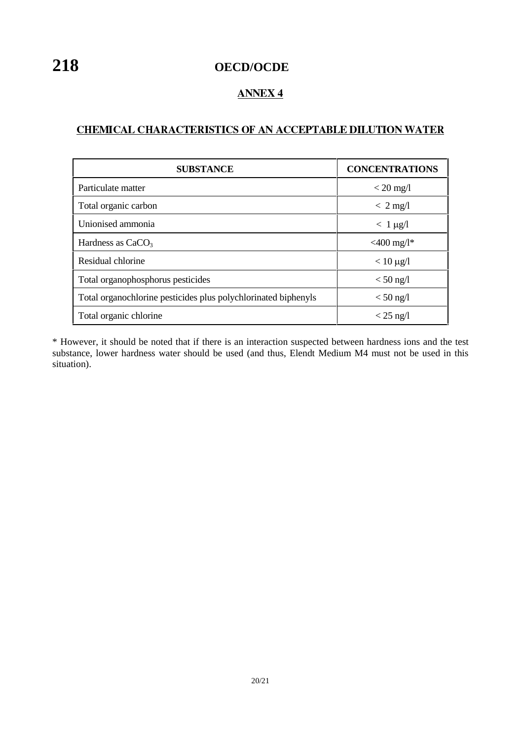## ANNEX 4

## CHEMICAL CHARACTERISTICS OF AN ACCEPTABLE DILUTION WATER

| SUBSTANCE | CONCENTRATIONS |
|---|---|
| Particulate matter | < 20 mg/l |
| Total organic carbon | < 2 mg/l |
| Unionised ammonia | < 1 μg/l |
| Hardness as $CaCO_3$ | <400 mg/l* |
| Residual chlorine | < 10 μg/l |
| Total organophosphorus pesticides | < 50 ng/l |
| Total organochlorine pesticides plus polychlorinated biphenyls | < 50 ng/l |
| Total organic chlorine | < 25 ng/l |

* However, it should be noted that if there is an interaction suspected between hardness ions and the test substance, lower hardness water should be used (and thus, Elendt Medium M4 must not be used in this situation).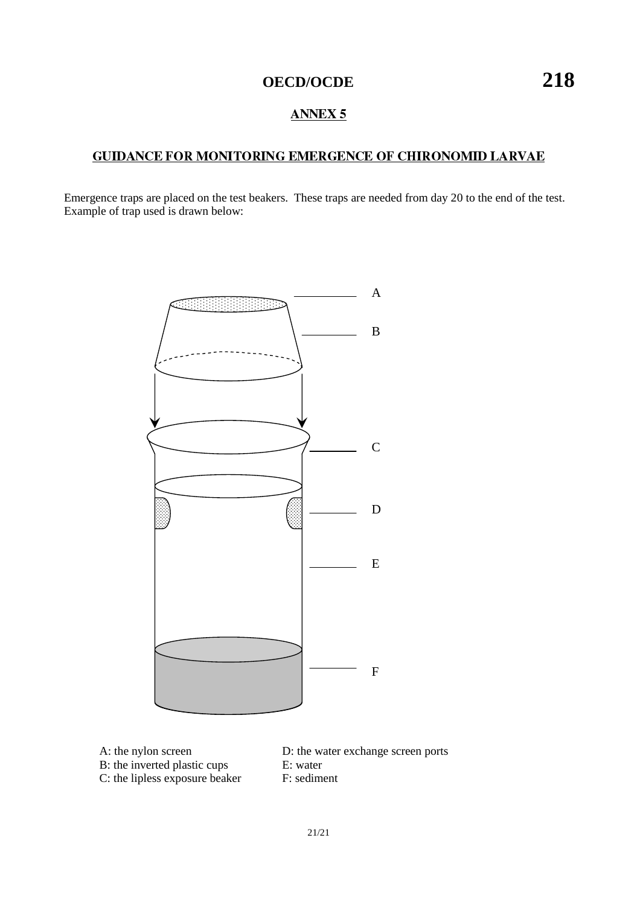## ANNEX 5

### GUIDANCE FOR MONITORING EMERGENCE OF CHIRONOMID LARVAE

Emergence traps are placed on the test beakers. These traps are needed from day 20 to the end of the test. Example of trap used is drawn below:

A

B

C

D

E

F

A: the nylon screen
B: the inverted plastic cups
C: the lipless exposure beaker
D: the water exchange screen ports
E: water
F: sediment